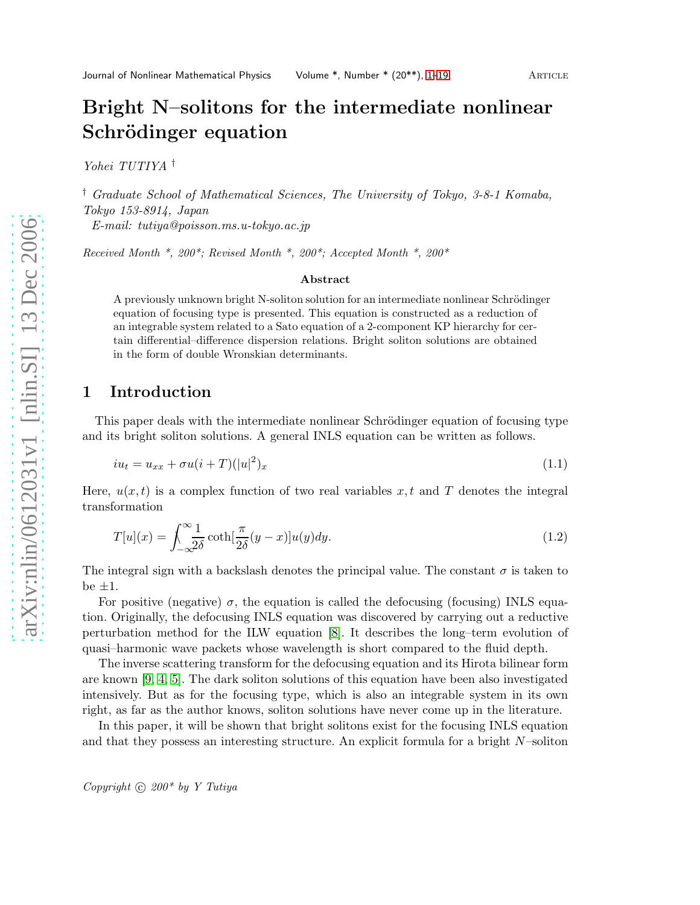# Bright N–solitons for the intermediate nonlinear Schrödinger equation

*Yohei TUTIYA* †

† *Graduate School of Mathematical Sciences, The University of Tokyo, 3-8-1 Komaba, Tokyo 153-8914, Japan*
*E-mail: tutiya@poisson.ms.u-tokyo.ac.jp*

*Received Month \*, 200\*; Revised Month \*, 200\*; Accepted Month \*, 200\**

**Abstract**

A previously unknown bright N-soliton solution for an intermediate nonlinear Schrödinger equation of focusing type is presented. This equation is constructed as a reduction of an integrable system related to a Sato equation of a 2-component KP hierarchy for certain differential–difference dispersion relations. Bright soliton solutions are obtained in the form of double Wronskian determinants.

## 1 Introduction

This paper deals with the intermediate nonlinear Schrödinger equation of focusing type and its bright soliton solutions. A general INLS equation can be written as follows.

$$iu_t = u_{xx} + \sigma u(i + T)(|u|^2)_x \tag{1.1}$$

Here, $u(x,t)$ is a complex function of two real variables $x, t$ and $T$ denotes the integral transformation

$$T[u](x) = \int_{-\infty}^{\infty} \frac{1}{2\delta} \coth[\frac{\pi}{2\delta}(y - x)]u(y)dy. \tag{1.2}$$

The integral sign with a backslash denotes the principal value. The constant $\sigma$ is taken to be $\pm 1$.

For positive (negative) $\sigma$, the equation is called the defocusing (focusing) INLS equation. Originally, the defocusing INLS equation was discovered by carrying out a reductive perturbation method for the ILW equation [8]. It describes the long–term evolution of quasi–harmonic wave packets whose wavelength is short compared to the fluid depth.

The inverse scattering transform for the defocusing equation and its Hirota bilinear form are known [9, 4, 5]. The dark soliton solutions of this equation have been also investigated intensively. But as for the focusing type, which is also an integrable system in its own right, as far as the author knows, soliton solutions have never come up in the literature.

In this paper, it will be shown that bright solitons exist for the focusing INLS equation and that they possess an interesting structure. An explicit formula for a bright $N$–soliton

*Copyright © 200\* by Y Tutiya*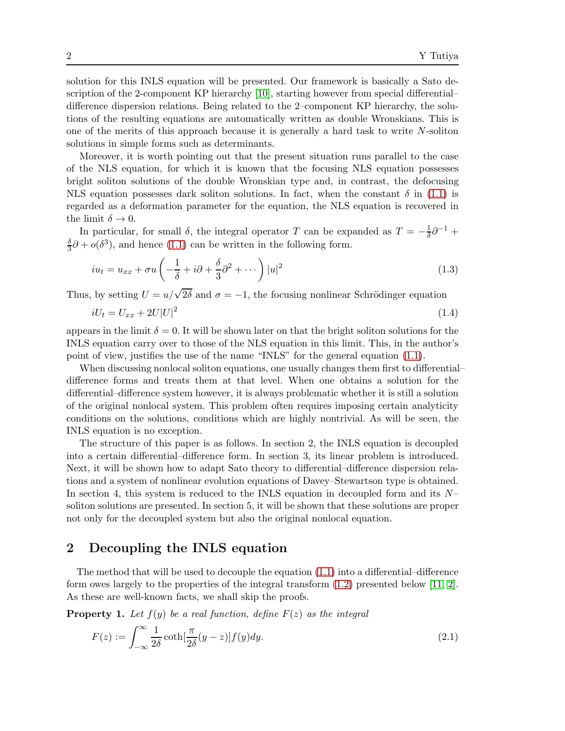solution for this INLS equation will be presented. Our framework is basically a Sato description of the 2-component KP hierarchy [10], starting however from special differential–difference dispersion relations. Being related to the 2–component KP hierarchy, the solutions of the resulting equations are automatically written as double Wronskians. This is one of the merits of this approach because it is generally a hard task to write $N$-soliton solutions in simple forms such as determinants.

Moreover, it is worth pointing out that the present situation runs parallel to the case of the NLS equation, for which it is known that the focusing NLS equation possesses bright soliton solutions of the double Wronskian type and, in contrast, the defocusing NLS equation possesses dark soliton solutions. In fact, when the constant $\delta$ in (1.1) is regarded as a deformation parameter for the equation, the NLS equation is recovered in the limit $\delta \to 0$.

In particular, for small $\delta$, the integral operator $T$ can be expanded as $T = -\frac{1}{\delta}\partial^{-1} + \frac{\delta}{3}\partial + o(\delta^3)$, and hence (1.1) can be written in the following form.

$$iu_t = u_{xx} + \sigma u\left(-\frac{1}{\delta} + i\partial + \frac{\delta}{3}\partial^2 + \cdots\right)|u|^2 \tag{1.3}$$

Thus, by setting $U = u/\sqrt{2\delta}$ and $\sigma = -1$, the focusing nonlinear Schrödinger equation

$$iU_t = U_{xx} + 2U|U|^2 \tag{1.4}$$

appears in the limit $\delta = 0$. It will be shown later on that the bright soliton solutions for the INLS equation carry over to those of the NLS equation in this limit. This, in the author's point of view, justifies the use of the name "INLS" for the general equation (1.1).

When discussing nonlocal soliton equations, one usually changes them first to differential–difference forms and treats them at that level. When one obtains a solution for the differential–difference system however, it is always problematic whether it is still a solution of the original nonlocal system. This problem often requires imposing certain analyticity conditions on the solutions, conditions which are highly nontrivial. As will be seen, the INLS equation is no exception.

The structure of this paper is as follows. In section 2, the INLS equation is decoupled into a certain differential–difference form. In section 3, its linear problem is introduced. Next, it will be shown how to adapt Sato theory to differential–difference dispersion relations and a system of nonlinear evolution equations of Davey–Stewartson type is obtained. In section 4, this system is reduced to the INLS equation in decoupled form and its $N$–soliton solutions are presented. In section 5, it will be shown that these solutions are proper not only for the decoupled system but also the original nonlocal equation.

## 2 Decoupling the INLS equation

The method that will be used to decouple the equation (1.1) into a differential–difference form owes largely to the properties of the integral transform (1.2) presented below [11, 2]. As these are well-known facts, we shall skip the proofs.

**Property 1.** *Let $f(y)$ be a real function, define $F(z)$ as the integral*

$$F(z) := \int_{-\infty}^{\infty} \frac{1}{2\delta}\coth[\frac{\pi}{2\delta}(y - z)]f(y)dy. \tag{2.1}$$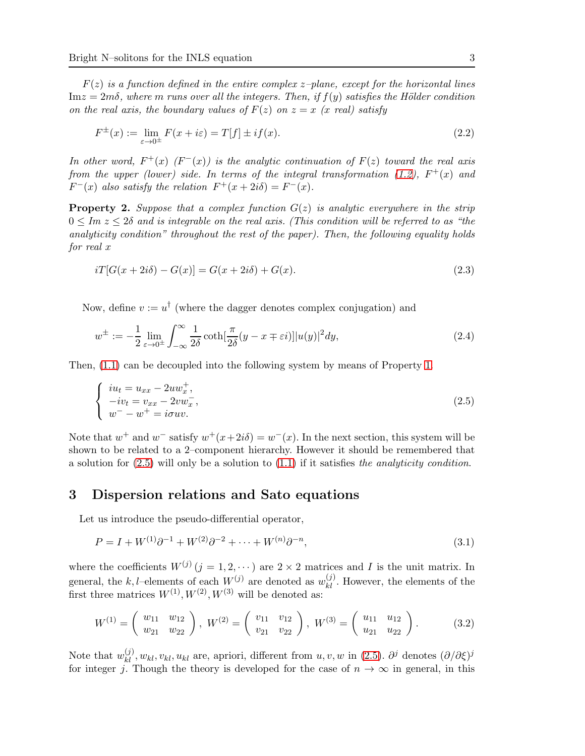*$F(z)$ is a function defined in the entire complex $z$–plane, except for the horizontal lines $\mathrm{Im} z = 2m\delta$, where $m$ runs over all the integers. Then, if $f(y)$ satisfies the Hölder condition on the real axis, the boundary values of $F(z)$ on $z = x$ ($x$ real) satisfy*

$$F^{\pm}(x) := \lim_{\varepsilon \to 0^{\pm}} F(x + i\varepsilon) = T[f] \pm if(x). \tag{2.2}$$

*In other word, $F^{+}(x)$ ($F^{-}(x)$) is the analytic continuation of $F(z)$ toward the real axis from the upper (lower) side. In terms of the integral transformation (1.2), $F^{+}(x)$ and $F^{-}(x)$ also satisfy the relation $F^{+}(x + 2i\delta) = F^{-}(x)$.*

**Property 2.** *Suppose that a complex function $G(z)$ is analytic everywhere in the strip $0 \leq Im\ z \leq 2\delta$ and is integrable on the real axis. (This condition will be referred to as "the analyticity condition" throughout the rest of the paper). Then, the following equality holds for real $x$*

$$iT[G(x + 2i\delta) - G(x)] = G(x + 2i\delta) + G(x). \tag{2.3}$$

Now, define $v := u^{\dagger}$ (where the dagger denotes complex conjugation) and

$$w^{\pm} := -\frac{1}{2} \lim_{\varepsilon \to 0^{\pm}} \int_{-\infty}^{\infty} \frac{1}{2\delta} \coth[\frac{\pi}{2\delta}(y - x \mp \varepsilon i)] |u(y)|^2 dy, \tag{2.4}$$

Then, (1.1) can be decoupled into the following system by means of Property 1.

$$\left\{ \begin{array}{l} iu_t = u_{xx} - 2uw_x^{+}, \\ -iv_t = v_{xx} - 2vw_x^{-}, \\ w^{-} - w^{+} = i\sigma uv. \end{array} \right. \tag{2.5}$$

Note that $w^{+}$ and $w^{-}$ satisfy $w^{+}(x+2i\delta) = w^{-}(x)$. In the next section, this system will be shown to be related to a 2–component hierarchy. However it should be remembered that a solution for (2.5) will only be a solution to (1.1) if it satisfies *the analyticity condition*.

# 3 Dispersion relations and Sato equations

Let us introduce the pseudo-differential operator,

$$P = I + W^{(1)}\partial^{-1} + W^{(2)}\partial^{-2} + \cdots + W^{(n)}\partial^{-n}, \tag{3.1}$$

where the coefficients $W^{(j)}$ ($j = 1, 2, \cdots$) are $2 \times 2$ matrices and $I$ is the unit matrix. In general, the $k, l$–elements of each $W^{(j)}$ are denoted as $w_{kl}^{(j)}$. However, the elements of the first three matrices $W^{(1)}, W^{(2)}, W^{(3)}$ will be denoted as:

$$W^{(1)} = \begin{pmatrix} w_{11} & w_{12} \\ w_{21} & w_{22} \end{pmatrix},\ W^{(2)} = \begin{pmatrix} v_{11} & v_{12} \\ v_{21} & v_{22} \end{pmatrix},\ W^{(3)} = \begin{pmatrix} u_{11} & u_{12} \\ u_{21} & u_{22} \end{pmatrix}. \tag{3.2}$$

Note that $w_{kl}^{(j)}, w_{kl}, v_{kl}, u_{kl}$ are, apriori, different from $u, v, w$ in (2.5). $\partial^j$ denotes $(\partial/\partial\xi)^j$ for integer $j$. Though the theory is developed for the case of $n \to \infty$ in general, in this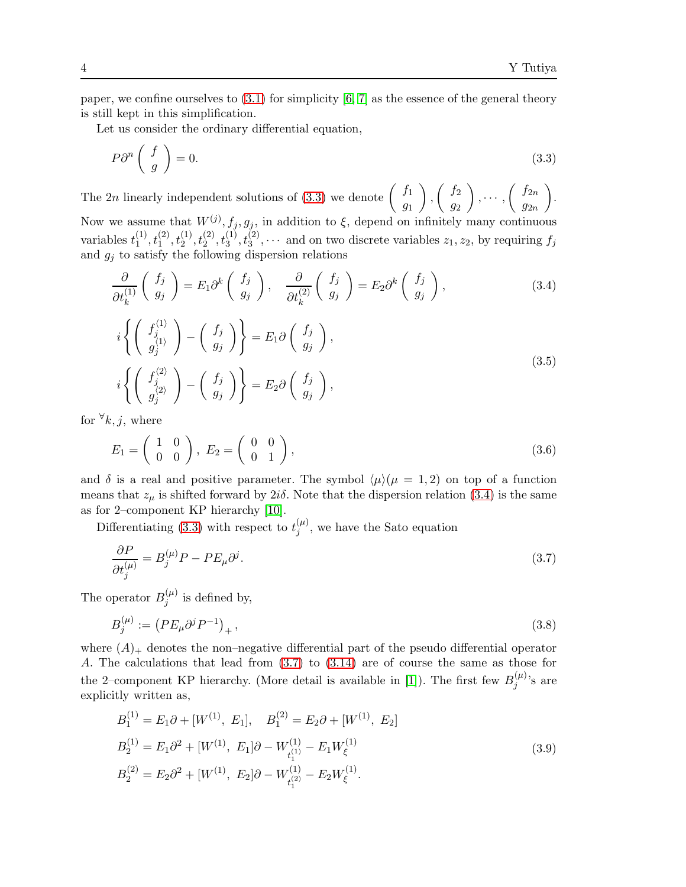paper, we confine ourselves to (3.1) for simplicity [6, 7] as the essence of the general theory is still kept in this simplification.

Let us consider the ordinary differential equation,

$$P\partial^n \begin{pmatrix} f \\ g \end{pmatrix} = 0. \tag{3.3}$$

The $2n$ linearly independent solutions of (3.3) we denote $\begin{pmatrix} f_1 \\ g_1 \end{pmatrix}, \begin{pmatrix} f_2 \\ g_2 \end{pmatrix}, \cdots, \begin{pmatrix} f_{2n} \\ g_{2n} \end{pmatrix}$. Now we assume that $W^{(j)}, f_j, g_j$, in addition to $\xi$, depend on infinitely many continuous variables $t_1^{(1)}, t_1^{(2)}, t_2^{(1)}, t_2^{(2)}, t_3^{(1)}, t_3^{(2)}, \cdots$ and on two discrete variables $z_1, z_2$, by requiring $f_j$ and $g_j$ to satisfy the following dispersion relations

$$\frac{\partial}{\partial t_k^{(1)}} \begin{pmatrix} f_j \\ g_j \end{pmatrix} = E_1 \partial^k \begin{pmatrix} f_j \\ g_j \end{pmatrix}, \quad \frac{\partial}{\partial t_k^{(2)}} \begin{pmatrix} f_j \\ g_j \end{pmatrix} = E_2 \partial^k \begin{pmatrix} f_j \\ g_j \end{pmatrix}, \tag{3.4}$$

$$\begin{aligned} &i\left\{ \begin{pmatrix} f_j^{\langle 1\rangle} \\ g_j^{\langle 1\rangle} \end{pmatrix} - \begin{pmatrix} f_j \\ g_j \end{pmatrix} \right\} = E_1 \partial \begin{pmatrix} f_j \\ g_j \end{pmatrix}, \\ &i\left\{ \begin{pmatrix} f_j^{\langle 2\rangle} \\ g_j^{\langle 2\rangle} \end{pmatrix} - \begin{pmatrix} f_j \\ g_j \end{pmatrix} \right\} = E_2 \partial \begin{pmatrix} f_j \\ g_j \end{pmatrix}, \end{aligned} \tag{3.5}$$

for $^\forall k, j$, where

$$E_1 = \begin{pmatrix} 1 & 0 \\ 0 & 0 \end{pmatrix}, \; E_2 = \begin{pmatrix} 0 & 0 \\ 0 & 1 \end{pmatrix}, \tag{3.6}$$

and $\delta$ is a real and positive parameter. The symbol $\langle \mu \rangle (\mu = 1, 2)$ on top of a function means that $z_\mu$ is shifted forward by $2i\delta$. Note that the dispersion relation (3.4) is the same as for 2–component KP hierarchy [10].

Differentiating (3.3) with respect to $t_j^{(\mu)}$, we have the Sato equation

$$\frac{\partial P}{\partial t_j^{(\mu)}} = B_j^{(\mu)} P - P E_\mu \partial^j. \tag{3.7}$$

The operator $B_j^{(\mu)}$ is defined by,

$$B_j^{(\mu)} := \left( P E_\mu \partial^j P^{-1} \right)_+, \tag{3.8}$$

where $(A)_+$ denotes the non–negative differential part of the pseudo differential operator $A$. The calculations that lead from (3.7) to (3.14) are of course the same as those for the 2–component KP hierarchy. (More detail is available in [1]). The first few $B_j^{(\mu)}$'s are explicitly written as,

$$\begin{aligned} &B_1^{(1)} = E_1 \partial + [W^{(1)}, \; E_1], \quad B_1^{(2)} = E_2 \partial + [W^{(1)}, \; E_2] \\ &B_2^{(1)} = E_1 \partial^2 + [W^{(1)}, \; E_1]\partial - W^{(1)}_{t_1^{(1)}} - E_1 W^{(1)}_\xi \\ &B_2^{(2)} = E_2 \partial^2 + [W^{(1)}, \; E_2]\partial - W^{(1)}_{t_1^{(2)}} - E_2 W^{(1)}_\xi. \end{aligned} \tag{3.9}$$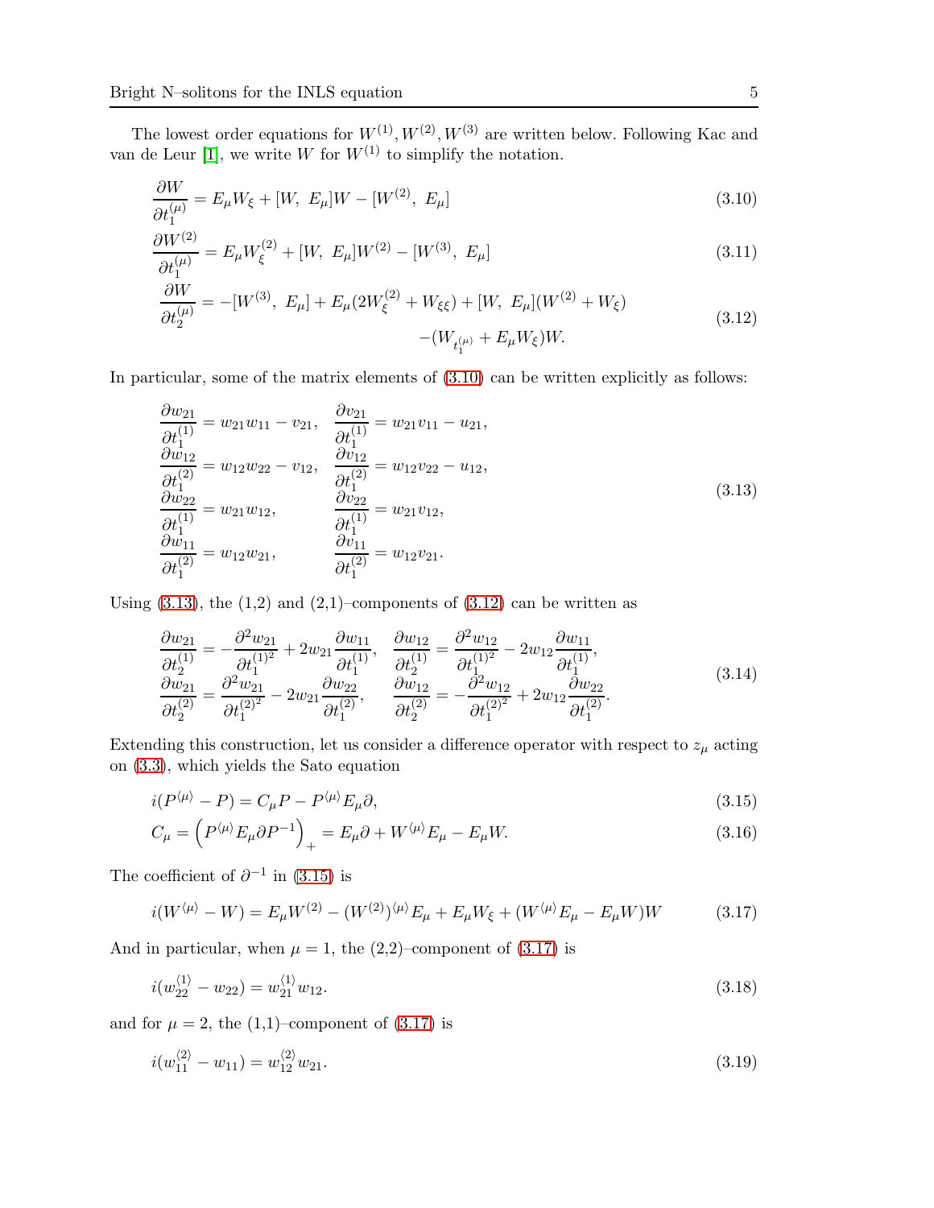The lowest order equations for $W^{(1)}, W^{(2)}, W^{(3)}$ are written below. Following Kac and van de Leur [1], we write $W$ for $W^{(1)}$ to simplify the notation.

$$\frac{\partial W}{\partial t_1^{(\mu)}} = E_\mu W_\xi + [W,\ E_\mu]W - [W^{(2)},\ E_\mu] \tag{3.10}$$

$$\frac{\partial W^{(2)}}{\partial t_1^{(\mu)}} = E_\mu W_\xi^{(2)} + [W,\ E_\mu]W^{(2)} - [W^{(3)},\ E_\mu] \tag{3.11}$$

$$\begin{aligned}\frac{\partial W}{\partial t_2^{(\mu)}} = -[W^{(3)},\ E_\mu] + E_\mu(2W_\xi^{(2)} + W_{\xi\xi}) + [W,\ E_\mu](W^{(2)} + W_\xi) \\ -(W_{t_1^{(\mu)}} + E_\mu W_\xi)W.\end{aligned} \tag{3.12}$$

In particular, some of the matrix elements of (3.10) can be written explicitly as follows:

$$\begin{aligned}
&\frac{\partial w_{21}}{\partial t_1^{(1)}} = w_{21}w_{11} - v_{21}, \quad && \frac{\partial v_{21}}{\partial t_1^{(1)}} = w_{21}v_{11} - u_{21},\\
&\frac{\partial w_{12}}{\partial t_1^{(2)}} = w_{12}w_{22} - v_{12}, \quad && \frac{\partial v_{12}}{\partial t_1^{(2)}} = w_{12}v_{22} - u_{12},\\
&\frac{\partial w_{22}}{\partial t_1^{(1)}} = w_{21}w_{12}, && \frac{\partial v_{22}}{\partial t_1^{(1)}} = w_{21}v_{12},\\
&\frac{\partial w_{11}}{\partial t_1^{(2)}} = w_{12}w_{21}, && \frac{\partial v_{11}}{\partial t_1^{(2)}} = w_{12}v_{21}.
\end{aligned} \tag{3.13}$$

Using (3.13), the (1,2) and (2,1)–components of (3.12) can be written as

$$\begin{aligned}
&\frac{\partial w_{21}}{\partial t_2^{(1)}} = -\frac{\partial^2 w_{21}}{\partial t_1^{(1)^2}} + 2w_{21}\frac{\partial w_{11}}{\partial t_1^{(1)}}, \quad && \frac{\partial w_{12}}{\partial t_2^{(1)}} = \frac{\partial^2 w_{12}}{\partial t_1^{(1)^2}} - 2w_{12}\frac{\partial w_{11}}{\partial t_1^{(1)}},\\
&\frac{\partial w_{21}}{\partial t_2^{(2)}} = \frac{\partial^2 w_{21}}{\partial t_1^{(2)^2}} - 2w_{21}\frac{\partial w_{22}}{\partial t_1^{(2)}}, && \frac{\partial w_{12}}{\partial t_2^{(2)}} = -\frac{\partial^2 w_{12}}{\partial t_1^{(2)^2}} + 2w_{12}\frac{\partial w_{22}}{\partial t_1^{(2)}}.
\end{aligned} \tag{3.14}$$

Extending this construction, let us consider a difference operator with respect to $z_\mu$ acting on (3.3), which yields the Sato equation

$$i(P^{\langle\mu\rangle} - P) = C_\mu P - P^{\langle\mu\rangle}E_\mu \partial, \tag{3.15}$$

$$C_\mu = \left(P^{\langle\mu\rangle}E_\mu \partial P^{-1}\right)_+ = E_\mu\partial + W^{\langle\mu\rangle}E_\mu - E_\mu W. \tag{3.16}$$

The coefficient of $\partial^{-1}$ in (3.15) is

$$i(W^{\langle\mu\rangle} - W) = E_\mu W^{(2)} - (W^{(2)})^{\langle\mu\rangle}E_\mu + E_\mu W_\xi + (W^{\langle\mu\rangle}E_\mu - E_\mu W)W \tag{3.17}$$

And in particular, when $\mu = 1$, the (2,2)–component of (3.17) is

$$i(w_{22}^{\langle 1\rangle} - w_{22}) = w_{21}^{\langle 1\rangle}w_{12}. \tag{3.18}$$

and for $\mu = 2$, the (1,1)–component of (3.17) is

$$i(w_{11}^{\langle 2\rangle} - w_{11}) = w_{12}^{\langle 2\rangle}w_{21}. \tag{3.19}$$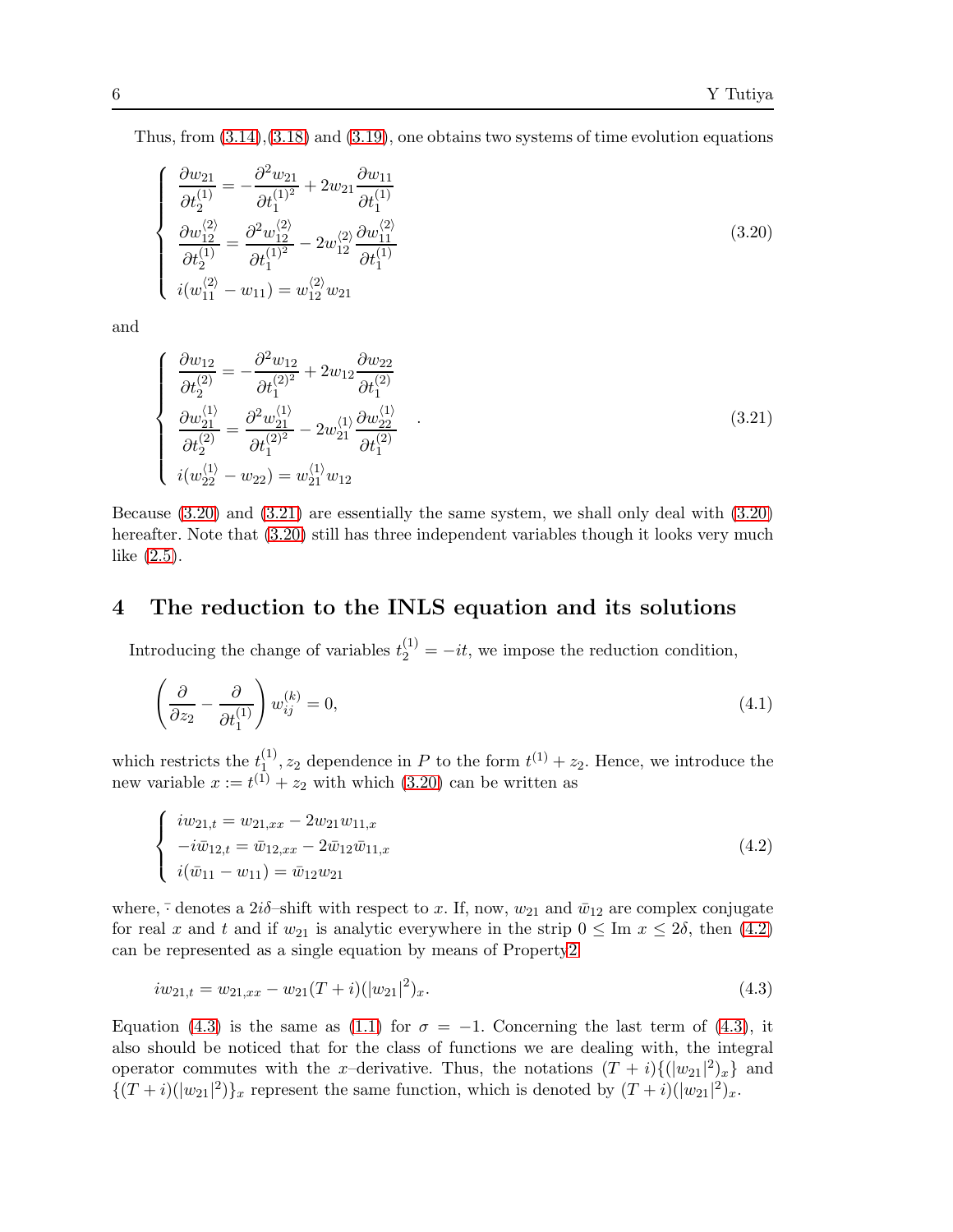Thus, from (3.14),(3.18) and (3.19), one obtains two systems of time evolution equations

$$
\left\{
\begin{array}{l}
\dfrac{\partial w_{21}}{\partial t_2^{(1)}} = -\dfrac{\partial^2 w_{21}}{\partial t_1^{(1)^2}} + 2 w_{21} \dfrac{\partial w_{11}}{\partial t_1^{(1)}} \\
\dfrac{\partial w_{12}^{\langle 2 \rangle}}{\partial t_2^{(1)}} = \dfrac{\partial^2 w_{12}^{\langle 2 \rangle}}{\partial t_1^{(1)^2}} - 2 w_{12}^{\langle 2 \rangle} \dfrac{\partial w_{11}^{\langle 2 \rangle}}{\partial t_1^{(1)}} \\
i(w_{11}^{\langle 2 \rangle} - w_{11}) = w_{12}^{\langle 2 \rangle} w_{21}
\end{array}
\right.
\tag{3.20}
$$

and

$$
\left\{
\begin{array}{l}
\dfrac{\partial w_{12}}{\partial t_2^{(2)}} = -\dfrac{\partial^2 w_{12}}{\partial t_1^{(2)^2}} + 2 w_{12} \dfrac{\partial w_{22}}{\partial t_1^{(2)}} \\
\dfrac{\partial w_{21}^{\langle 1 \rangle}}{\partial t_2^{(2)}} = \dfrac{\partial^2 w_{21}^{\langle 1 \rangle}}{\partial t_1^{(2)^2}} - 2 w_{21}^{\langle 1 \rangle} \dfrac{\partial w_{22}^{\langle 1 \rangle}}{\partial t_1^{(2)}} \\
i(w_{22}^{\langle 1 \rangle} - w_{22}) = w_{21}^{\langle 1 \rangle} w_{12}
\end{array}
\right. .
\tag{3.21}
$$

Because (3.20) and (3.21) are essentially the same system, we shall only deal with (3.20) hereafter. Note that (3.20) still has three independent variables though it looks very much like (2.5).

# 4 The reduction to the INLS equation and its solutions

Introducing the change of variables $t_2^{(1)} = -it$, we impose the reduction condition,

$$
\left( \frac{\partial}{\partial z_2} - \frac{\partial}{\partial t_1^{(1)}} \right) w_{ij}^{(k)} = 0,
\tag{4.1}
$$

which restricts the $t_1^{(1)}, z_2$ dependence in $P$ to the form $t^{(1)} + z_2$. Hence, we introduce the new variable $x := t^{(1)} + z_2$ with which (3.20) can be written as

$$
\left\{
\begin{array}{l}
i w_{21,t} = w_{21,xx} - 2 w_{21} w_{11,x} \\
-i \bar{w}_{12,t} = \bar{w}_{12,xx} - 2 \bar{w}_{12} \bar{w}_{11,x} \\
i(\bar{w}_{11} - w_{11}) = \bar{w}_{12} w_{21}
\end{array}
\right.
\tag{4.2}
$$

where, $\bar{\cdot}$ denotes a $2i\delta$–shift with respect to $x$. If, now, $w_{21}$ and $\bar{w}_{12}$ are complex conjugate for real $x$ and $t$ and if $w_{21}$ is analytic everywhere in the strip $0 \leq \mathrm{Im}\ x \leq 2\delta$, then (4.2) can be represented as a single equation by means of Property2

$$
i w_{21,t} = w_{21,xx} - w_{21}(T + i)(|w_{21}|^2)_x.
\tag{4.3}
$$

Equation (4.3) is the same as (1.1) for $\sigma = -1$. Concerning the last term of (4.3), it also should be noticed that for the class of functions we are dealing with, the integral operator commutes with the $x$–derivative. Thus, the notations $(T + i)\{(|w_{21}|^2)_x\}$ and $\{(T + i)(|w_{21}|^2)\}_x$ represent the same function, which is denoted by $(T + i)(|w_{21}|^2)_x$.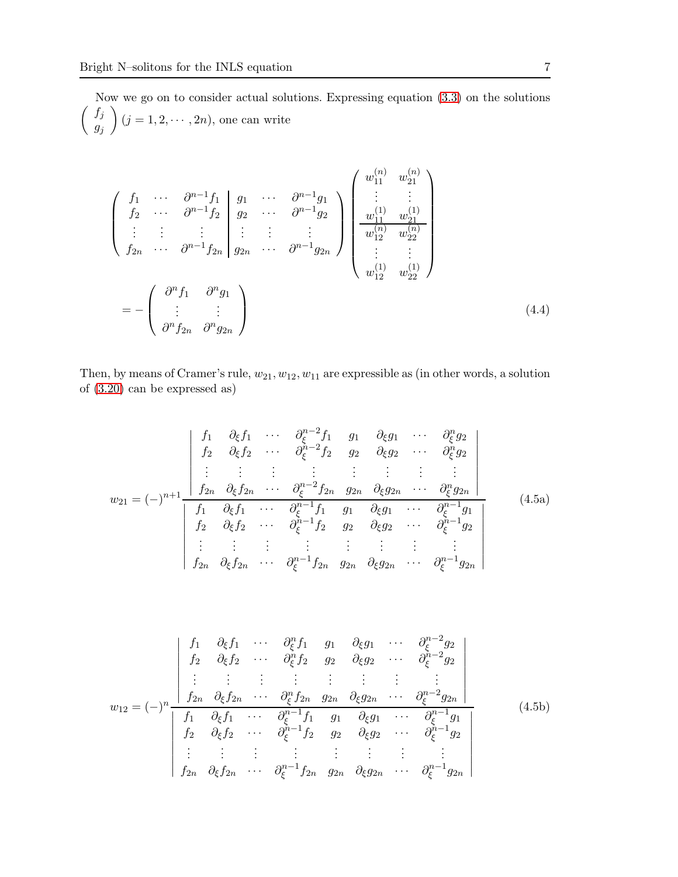Now we go on to consider actual solutions. Expressing equation (3.3) on the solutions $\begin{pmatrix} f_j \\ g_j \end{pmatrix}$ $(j = 1, 2, \cdots, 2n)$, one can write

$$
\left(\begin{array}{cccc|cccc}
f_1 & \cdots & \partial^{n-1} f_1 & g_1 & \cdots & \partial^{n-1} g_1 \\
f_2 & \cdots & \partial^{n-1} f_2 & g_2 & \cdots & \partial^{n-1} g_2 \\
\vdots & \vdots & \vdots & \vdots & \vdots & \vdots \\
f_{2n} & \cdots & \partial^{n-1} f_{2n} & g_{2n} & \cdots & \partial^{n-1} g_{2n}
\end{array}\right)
\left(\begin{array}{cc}
w_{11}^{(n)} & w_{21}^{(n)} \\
\vdots & \vdots \\
w_{11}^{(1)} & w_{21}^{(1)} \\
\hline
w_{12}^{(n)} & w_{22}^{(n)} \\
\vdots & \vdots \\
w_{12}^{(1)} & w_{22}^{(1)}
\end{array}\right)
$$

$$
= - \begin{pmatrix}
\partial^n f_1 & \partial^n g_1 \\
\vdots & \vdots \\
\partial^n f_{2n} & \partial^n g_{2n}
\end{pmatrix} \tag{4.4}
$$

Then, by means of Cramer's rule, $w_{21}, w_{12}, w_{11}$ are expressible as (in other words, a solution of (3.20) can be expressed as)

$$
w_{21} = (-)^{n+1} \frac{\begin{vmatrix}
f_1 & \partial_\xi f_1 & \cdots & \partial_\xi^{n-2} f_1 & g_1 & \partial_\xi g_1 & \cdots & \partial_\xi^{n} g_2 \\
f_2 & \partial_\xi f_2 & \cdots & \partial_\xi^{n-2} f_2 & g_2 & \partial_\xi g_2 & \cdots & \partial_\xi^{n} g_2 \\
\vdots & \vdots & \vdots & \vdots & \vdots & \vdots & \vdots & \vdots \\
f_{2n} & \partial_\xi f_{2n} & \cdots & \partial_\xi^{n-2} f_{2n} & g_{2n} & \partial_\xi g_{2n} & \cdots & \partial_\xi^{n} g_{2n}
\end{vmatrix}}{\begin{vmatrix}
f_1 & \partial_\xi f_1 & \cdots & \partial_\xi^{n-1} f_1 & g_1 & \partial_\xi g_1 & \cdots & \partial_\xi^{n-1} g_1 \\
f_2 & \partial_\xi f_2 & \cdots & \partial_\xi^{n-1} f_2 & g_2 & \partial_\xi g_2 & \cdots & \partial_\xi^{n-1} g_2 \\
\vdots & \vdots & \vdots & \vdots & \vdots & \vdots & \vdots & \vdots \\
f_{2n} & \partial_\xi f_{2n} & \cdots & \partial_\xi^{n-1} f_{2n} & g_{2n} & \partial_\xi g_{2n} & \cdots & \partial_\xi^{n-1} g_{2n}
\end{vmatrix}} \tag{4.5a}
$$

$$
w_{12} = (-)^{n} \frac{\begin{vmatrix}
f_1 & \partial_\xi f_1 & \cdots & \partial_\xi^{n} f_1 & g_1 & \partial_\xi g_1 & \cdots & \partial_\xi^{n-2} g_2 \\
f_2 & \partial_\xi f_2 & \cdots & \partial_\xi^{n} f_2 & g_2 & \partial_\xi g_2 & \cdots & \partial_\xi^{n-2} g_2 \\
\vdots & \vdots & \vdots & \vdots & \vdots & \vdots & \vdots & \vdots \\
f_{2n} & \partial_\xi f_{2n} & \cdots & \partial_\xi^{n} f_{2n} & g_{2n} & \partial_\xi g_{2n} & \cdots & \partial_\xi^{n-2} g_{2n}
\end{vmatrix}}{\begin{vmatrix}
f_1 & \partial_\xi f_1 & \cdots & \partial_\xi^{n-1} f_1 & g_1 & \partial_\xi g_1 & \cdots & \partial_\xi^{n-1} g_1 \\
f_2 & \partial_\xi f_2 & \cdots & \partial_\xi^{n-1} f_2 & g_2 & \partial_\xi g_2 & \cdots & \partial_\xi^{n-1} g_2 \\
\vdots & \vdots & \vdots & \vdots & \vdots & \vdots & \vdots & \vdots \\
f_{2n} & \partial_\xi f_{2n} & \cdots & \partial_\xi^{n-1} f_{2n} & g_{2n} & \partial_\xi g_{2n} & \cdots & \partial_\xi^{n-1} g_{2n}
\end{vmatrix}} \tag{4.5b}
$$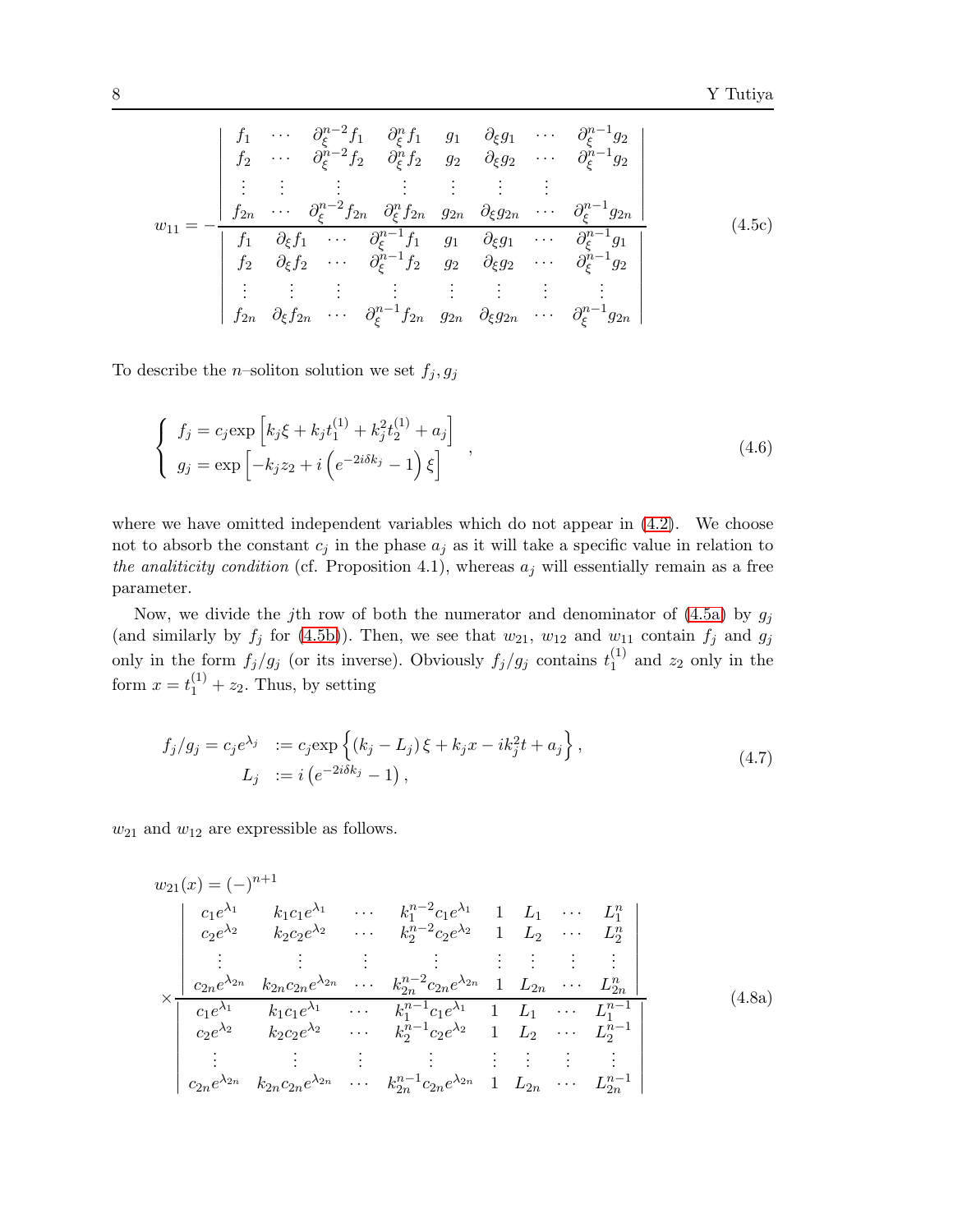$$
w_{11} = -\frac{\begin{vmatrix} f_1 & \cdots & \partial_\xi^{n-2} f_1 & \partial_\xi^{n} f_1 & g_1 & \partial_\xi g_1 & \cdots & \partial_\xi^{n-1} g_2 \\ f_2 & \cdots & \partial_\xi^{n-2} f_2 & \partial_\xi^{n} f_2 & g_2 & \partial_\xi g_2 & \cdots & \partial_\xi^{n-1} g_2 \\ \vdots & \vdots & \vdots & \vdots & \vdots & \vdots & \vdots & \\ f_{2n} & \cdots & \partial_\xi^{n-2} f_{2n} & \partial_\xi^{n} f_{2n} & g_{2n} & \partial_\xi g_{2n} & \cdots & \partial_\xi^{n-1} g_{2n} \end{vmatrix}}{\begin{vmatrix} f_1 & \partial_\xi f_1 & \cdots & \partial_\xi^{n-1} f_1 & g_1 & \partial_\xi g_1 & \cdots & \partial_\xi^{n-1} g_1 \\ f_2 & \partial_\xi f_2 & \cdots & \partial_\xi^{n-1} f_2 & g_2 & \partial_\xi g_2 & \cdots & \partial_\xi^{n-1} g_2 \\ \vdots & \vdots & \vdots & \vdots & \vdots & \vdots & \vdots & \vdots \\ f_{2n} & \partial_\xi f_{2n} & \cdots & \partial_\xi^{n-1} f_{2n} & g_{2n} & \partial_\xi g_{2n} & \cdots & \partial_\xi^{n-1} g_{2n} \end{vmatrix}} \tag{4.5c}
$$

To describe the $n$–soliton solution we set $f_j, g_j$

$$
\left\{ \begin{array}{l} f_j = c_j \mathrm{exp}\left[k_j \xi + k_j t_1^{(1)} + k_j^2 t_2^{(1)} + a_j\right] \\ g_j = \mathrm{exp}\left[-k_j z_2 + i\left(e^{-2i\delta k_j} - 1\right)\xi\right] \end{array} \right. , \tag{4.6}
$$

where we have omitted independent variables which do not appear in (4.2). We choose not to absorb the constant $c_j$ in the phase $a_j$ as it will take a specific value in relation to *the analiticity condition* (cf. Proposition 4.1), whereas $a_j$ will essentially remain as a free parameter.

Now, we divide the $j$th row of both the numerator and denominator of (4.5a) by $g_j$ (and similarly by $f_j$ for (4.5b)). Then, we see that $w_{21}$, $w_{12}$ and $w_{11}$ contain $f_j$ and $g_j$ only in the form $f_j/g_j$ (or its inverse). Obviously $f_j/g_j$ contains $t_1^{(1)}$ and $z_2$ only in the form $x = t_1^{(1)} + z_2$. Thus, by setting

$$
\begin{aligned} f_j/g_j = c_j e^{\lambda_j} \; &:= c_j \mathrm{exp}\left\{(k_j - L_j)\xi + k_j x - i k_j^2 t + a_j\right\}, \\ L_j \; &:= i\left(e^{-2i\delta k_j} - 1\right), \end{aligned} \tag{4.7}
$$

$w_{21}$ and $w_{12}$ are expressible as follows.

$$
w_{21}(x) = (-)^{n+1} \times \frac{\begin{vmatrix} c_1 e^{\lambda_1} & k_1 c_1 e^{\lambda_1} & \cdots & k_1^{n-2} c_1 e^{\lambda_1} & 1 & L_1 & \cdots & L_1^{n} \\ c_2 e^{\lambda_2} & k_2 c_2 e^{\lambda_2} & \cdots & k_2^{n-2} c_2 e^{\lambda_2} & 1 & L_2 & \cdots & L_2^{n} \\ \vdots & \vdots & \vdots & \vdots & \vdots & \vdots & \vdots & \vdots \\ c_{2n} e^{\lambda_{2n}} & k_{2n} c_{2n} e^{\lambda_{2n}} & \cdots & k_{2n}^{n-2} c_{2n} e^{\lambda_{2n}} & 1 & L_{2n} & \cdots & L_{2n}^{n} \end{vmatrix}}{\begin{vmatrix} c_1 e^{\lambda_1} & k_1 c_1 e^{\lambda_1} & \cdots & k_1^{n-1} c_1 e^{\lambda_1} & 1 & L_1 & \cdots & L_1^{n-1} \\ c_2 e^{\lambda_2} & k_2 c_2 e^{\lambda_2} & \cdots & k_2^{n-1} c_2 e^{\lambda_2} & 1 & L_2 & \cdots & L_2^{n-1} \\ \vdots & \vdots & \vdots & \vdots & \vdots & \vdots & \vdots & \vdots \\ c_{2n} e^{\lambda_{2n}} & k_{2n} c_{2n} e^{\lambda_{2n}} & \cdots & k_{2n}^{n-1} c_{2n} e^{\lambda_{2n}} & 1 & L_{2n} & \cdots & L_{2n}^{n-1} \end{vmatrix}} \tag{4.8a}
$$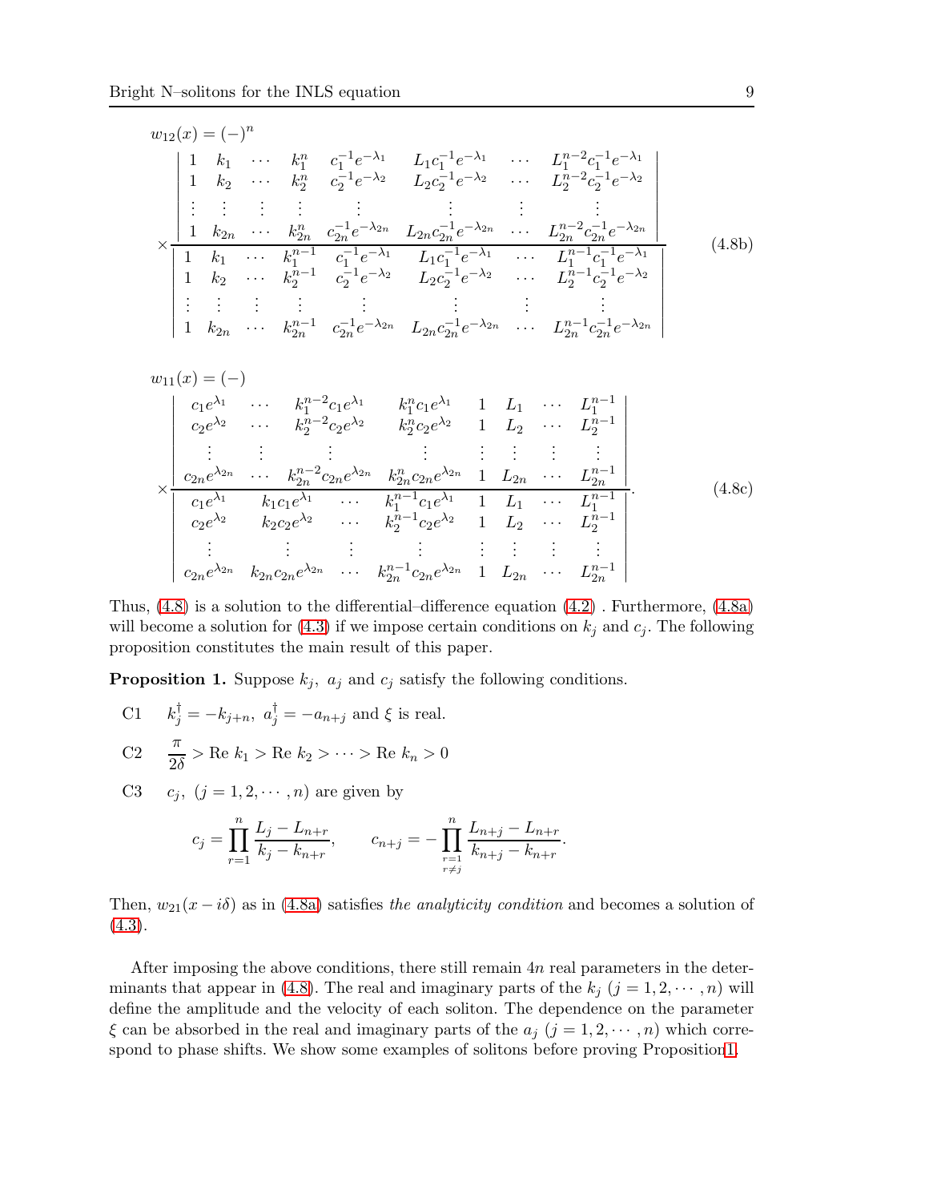$$
w_{12}(x) = (-)^n \times \frac{\begin{vmatrix} 1 & k_1 & \cdots & k_1^n & c_1^{-1}e^{-\lambda_1} & L_1 c_1^{-1}e^{-\lambda_1} & \cdots & L_1^{n-2}c_1^{-1}e^{-\lambda_1} \\ 1 & k_2 & \cdots & k_2^n & c_2^{-1}e^{-\lambda_2} & L_2 c_2^{-1}e^{-\lambda_2} & \cdots & L_2^{n-2}c_2^{-1}e^{-\lambda_2} \\ \vdots & \vdots & \vdots & \vdots & \vdots & \vdots & \vdots & \vdots \\ 1 & k_{2n} & \cdots & k_{2n}^n & c_{2n}^{-1}e^{-\lambda_{2n}} & L_{2n} c_{2n}^{-1}e^{-\lambda_{2n}} & \cdots & L_{2n}^{n-2}c_{2n}^{-1}e^{-\lambda_{2n}} \end{vmatrix}}{\begin{vmatrix} 1 & k_1 & \cdots & k_1^{n-1} & c_1^{-1}e^{-\lambda_1} & L_1 c_1^{-1}e^{-\lambda_1} & \cdots & L_1^{n-1}c_1^{-1}e^{-\lambda_1} \\ 1 & k_2 & \cdots & k_2^{n-1} & c_2^{-1}e^{-\lambda_2} & L_2 c_2^{-1}e^{-\lambda_2} & \cdots & L_2^{n-1}c_2^{-1}e^{-\lambda_2} \\ \vdots & \vdots & \vdots & \vdots & \vdots & \vdots & \vdots & \vdots \\ 1 & k_{2n} & \cdots & k_{2n}^{n-1} & c_{2n}^{-1}e^{-\lambda_{2n}} & L_{2n} c_{2n}^{-1}e^{-\lambda_{2n}} & \cdots & L_{2n}^{n-1}c_{2n}^{-1}e^{-\lambda_{2n}} \end{vmatrix}} \tag{4.8b}
$$

$$
w_{11}(x) = (-) \times \frac{\begin{vmatrix} c_1 e^{\lambda_1} & \cdots & k_1^{n-2}c_1 e^{\lambda_1} & k_1^n c_1 e^{\lambda_1} & 1 & L_1 & \cdots & L_1^{n-1} \\ c_2 e^{\lambda_2} & \cdots & k_2^{n-2}c_2 e^{\lambda_2} & k_2^n c_2 e^{\lambda_2} & 1 & L_2 & \cdots & L_2^{n-1} \\ \vdots & \vdots & \vdots & \vdots & \vdots & \vdots & \vdots & \vdots \\ c_{2n} e^{\lambda_{2n}} & \cdots & k_{2n}^{n-2}c_{2n} e^{\lambda_{2n}} & k_{2n}^n c_{2n} e^{\lambda_{2n}} & 1 & L_{2n} & \cdots & L_{2n}^{n-1} \end{vmatrix}}{\begin{vmatrix} c_1 e^{\lambda_1} & k_1 c_1 e^{\lambda_1} & \cdots & k_1^{n-1} c_1 e^{\lambda_1} & 1 & L_1 & \cdots & L_1^{n-1} \\ c_2 e^{\lambda_2} & k_2 c_2 e^{\lambda_2} & \cdots & k_2^{n-1} c_2 e^{\lambda_2} & 1 & L_2 & \cdots & L_2^{n-1} \\ \vdots & \vdots & \vdots & \vdots & \vdots & \vdots & \vdots & \vdots \\ c_{2n} e^{\lambda_{2n}} & k_{2n} c_{2n} e^{\lambda_{2n}} & \cdots & k_{2n}^{n-1} c_{2n} e^{\lambda_{2n}} & 1 & L_{2n} & \cdots & L_{2n}^{n-1} \end{vmatrix}}. \tag{4.8c}
$$

Thus, (4.8) is a solution to the differential–difference equation (4.2) . Furthermore, (4.8a) will become a solution for (4.3) if we impose certain conditions on $k_j$ and $c_j$. The following proposition constitutes the main result of this paper.

**Proposition 1.** Suppose $k_j$, $a_j$ and $c_j$ satisfy the following conditions.

C1 $\quad k_j^\dagger = -k_{j+n},\ a_j^\dagger = -a_{n+j}$ and $\xi$ is real.

C2 $\quad \dfrac{\pi}{2\delta} > \mathrm{Re}\ k_1 > \mathrm{Re}\ k_2 > \cdots > \mathrm{Re}\ k_n > 0$

C3 $\quad c_j,\ (j = 1, 2, \cdots, n)$ are given by

$$
c_j = \prod_{r=1}^{n} \frac{L_j - L_{n+r}}{k_j - k_{n+r}}, \qquad c_{n+j} = -\prod_{\substack{r=1 \\ r\neq j}}^{n} \frac{L_{n+j} - L_{n+r}}{k_{n+j} - k_{n+r}}.
$$

Then, $w_{21}(x - i\delta)$ as in (4.8a) satisfies *the analyticity condition* and becomes a solution of (4.3).

After imposing the above conditions, there still remain $4n$ real parameters in the determinants that appear in (4.8). The real and imaginary parts of the $k_j$ $(j = 1, 2, \cdots, n)$ will define the amplitude and the velocity of each soliton. The dependence on the parameter $\xi$ can be absorbed in the real and imaginary parts of the $a_j$ $(j = 1, 2, \cdots, n)$ which correspond to phase shifts. We show some examples of solitons before proving Proposition1.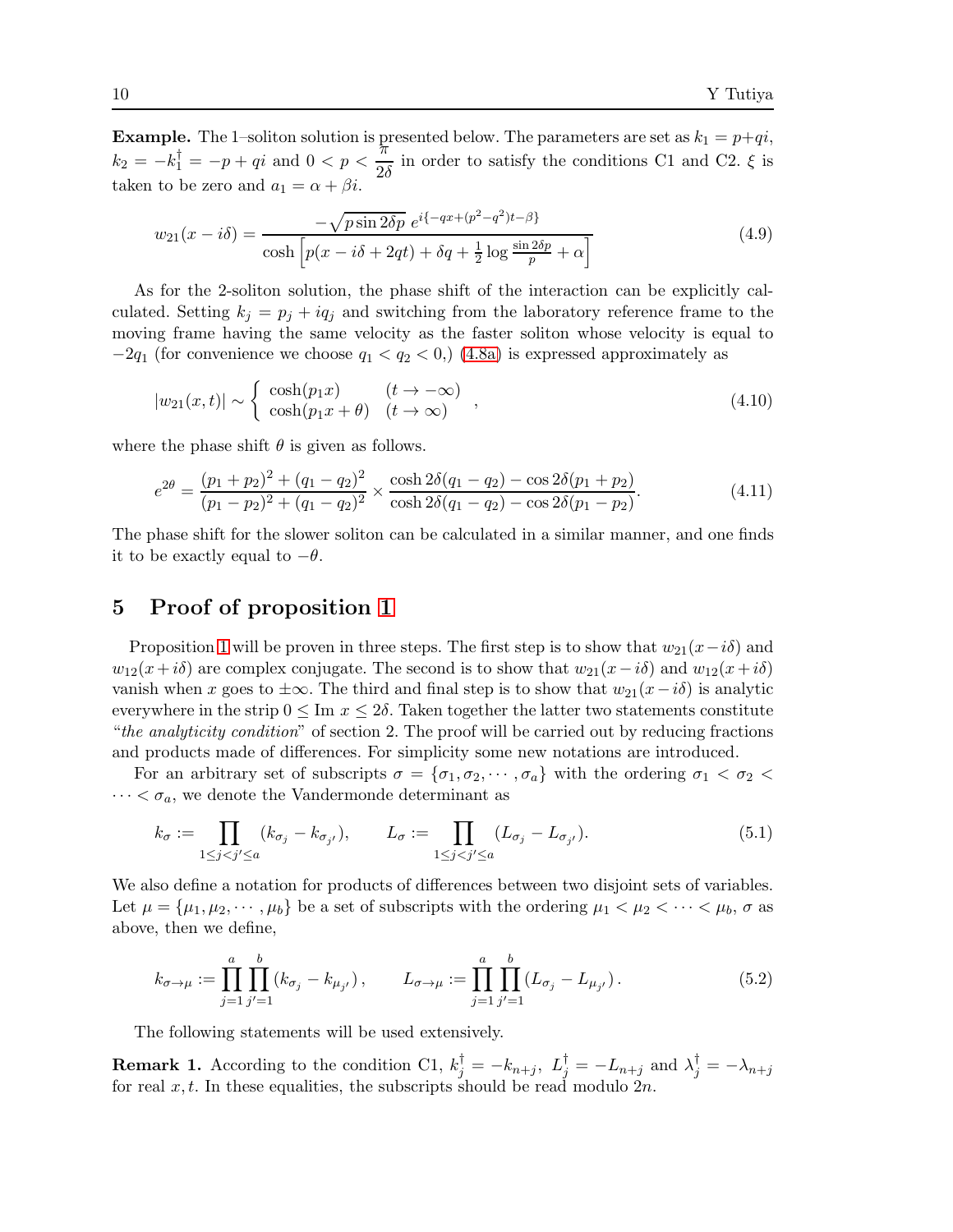**Example.** The 1–soliton solution is presented below. The parameters are set as $k_1 = p+qi$, $k_2 = -k_1^\dagger = -p+qi$ and $0 < p < \dfrac{\pi}{2\delta}$ in order to satisfy the conditions C1 and C2. $\xi$ is taken to be zero and $a_1 = \alpha + \beta i$.

$$
w_{21}(x-i\delta) = \frac{-\sqrt{p\sin 2\delta p}\; e^{i\{-qx+(p^2-q^2)t-\beta\}}}{\cosh\left[p(x-i\delta+2qt)+\delta q+\frac{1}{2}\log\frac{\sin 2\delta p}{p}+\alpha\right]} \tag{4.9}
$$

As for the 2-soliton solution, the phase shift of the interaction can be explicitly calculated. Setting $k_j = p_j + iq_j$ and switching from the laboratory reference frame to the moving frame having the same velocity as the faster soliton whose velocity is equal to $-2q_1$ (for convenience we choose $q_1 < q_2 < 0$,) (4.8a) is expressed approximately as

$$
|w_{21}(x,t)| \sim \begin{cases} \cosh(p_1 x) & (t\to-\infty) \\ \cosh(p_1 x+\theta) & (t\to\infty) \end{cases}, \tag{4.10}
$$

where the phase shift $\theta$ is given as follows.

$$
e^{2\theta} = \frac{(p_1+p_2)^2+(q_1-q_2)^2}{(p_1-p_2)^2+(q_1-q_2)^2} \times \frac{\cosh 2\delta(q_1-q_2)-\cos 2\delta(p_1+p_2)}{\cosh 2\delta(q_1-q_2)-\cos 2\delta(p_1-p_2)}. \tag{4.11}
$$

The phase shift for the slower soliton can be calculated in a similar manner, and one finds it to be exactly equal to $-\theta$.

## 5 Proof of proposition 1

Proposition 1 will be proven in three steps. The first step is to show that $w_{21}(x-i\delta)$ and $w_{12}(x+i\delta)$ are complex conjugate. The second is to show that $w_{21}(x-i\delta)$ and $w_{12}(x+i\delta)$ vanish when $x$ goes to $\pm\infty$. The third and final step is to show that $w_{21}(x-i\delta)$ is analytic everywhere in the strip $0 \le \mathrm{Im}\ x \le 2\delta$. Taken together the latter two statements constitute "*the analyticity condition*" of section 2. The proof will be carried out by reducing fractions and products made of differences. For simplicity some new notations are introduced.

For an arbitrary set of subscripts $\sigma = \{\sigma_1, \sigma_2, \cdots, \sigma_a\}$ with the ordering $\sigma_1 < \sigma_2 < \cdots < \sigma_a$, we denote the Vandermonde determinant as

$$
k_\sigma := \prod_{1\le j<j'\le a}(k_{\sigma_j}-k_{\sigma_{j'}}), \qquad L_\sigma := \prod_{1\le j<j'\le a}(L_{\sigma_j}-L_{\sigma_{j'}}). \tag{5.1}
$$

We also define a notation for products of differences between two disjoint sets of variables. Let $\mu = \{\mu_1, \mu_2, \cdots, \mu_b\}$ be a set of subscripts with the ordering $\mu_1 < \mu_2 < \cdots < \mu_b$, $\sigma$ as above, then we define,

$$
k_{\sigma\to\mu} := \prod_{j=1}^{a}\prod_{j'=1}^{b}(k_{\sigma_j}-k_{\mu_{j'}}), \qquad L_{\sigma\to\mu} := \prod_{j=1}^{a}\prod_{j'=1}^{b}(L_{\sigma_j}-L_{\mu_{j'}}). \tag{5.2}
$$

The following statements will be used extensively.

**Remark 1.** According to the condition C1, $k_j^\dagger = -k_{n+j}$, $L_j^\dagger = -L_{n+j}$ and $\lambda_j^\dagger = -\lambda_{n+j}$ for real $x, t$. In these equalities, the subscripts should be read modulo $2n$.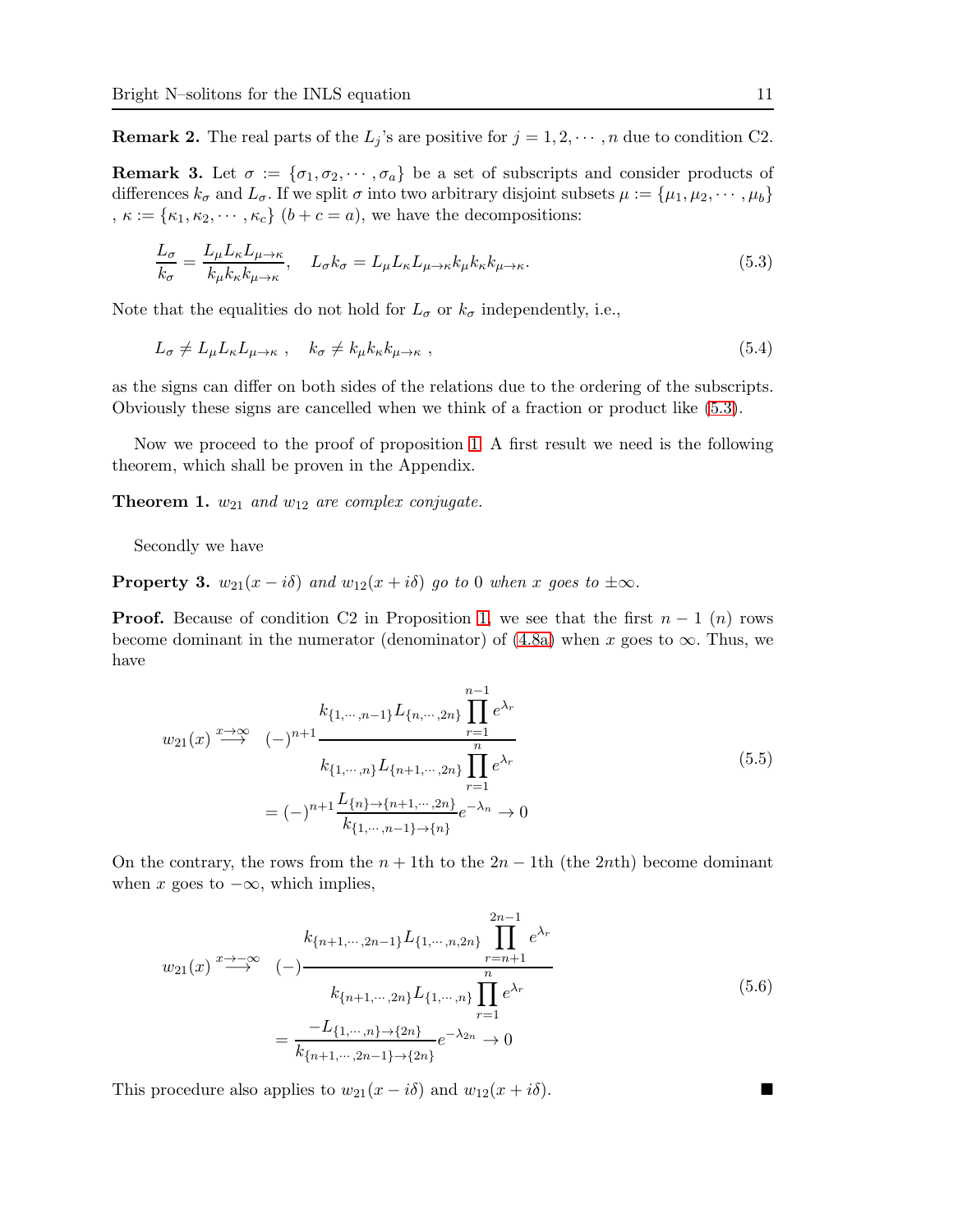**Remark 2.** The real parts of the $L_j$'s are positive for $j = 1, 2, \cdots, n$ due to condition C2.

**Remark 3.** Let $\sigma := \{\sigma_1, \sigma_2, \cdots, \sigma_a\}$ be a set of subscripts and consider products of differences $k_\sigma$ and $L_\sigma$. If we split $\sigma$ into two arbitrary disjoint subsets $\mu := \{\mu_1, \mu_2, \cdots, \mu_b\}$ , $\kappa := \{\kappa_1, \kappa_2, \cdots, \kappa_c\}$ $(b + c = a)$, we have the decompositions:

$$\frac{L_\sigma}{k_\sigma} = \frac{L_\mu L_\kappa L_{\mu\to\kappa}}{k_\mu k_\kappa k_{\mu\to\kappa}}, \quad L_\sigma k_\sigma = L_\mu L_\kappa L_{\mu\to\kappa} k_\mu k_\kappa k_{\mu\to\kappa}. \tag{5.3}$$

Note that the equalities do not hold for $L_\sigma$ or $k_\sigma$ independently, i.e.,

$$L_\sigma \neq L_\mu L_\kappa L_{\mu\to\kappa} \ , \quad k_\sigma \neq k_\mu k_\kappa k_{\mu\to\kappa} \ , \tag{5.4}$$

as the signs can differ on both sides of the relations due to the ordering of the subscripts. Obviously these signs are cancelled when we think of a fraction or product like (5.3).

Now we proceed to the proof of proposition 1. A first result we need is the following theorem, which shall be proven in the Appendix.

**Theorem 1.** *$w_{21}$ and $w_{12}$ are complex conjugate.*

Secondly we have

**Property 3.** *$w_{21}(x - i\delta)$ and $w_{12}(x + i\delta)$ go to 0 when $x$ goes to $\pm\infty$.*

**Proof.** Because of condition C2 in Proposition 1, we see that the first $n - 1$ $(n)$ rows become dominant in the numerator (denominator) of (4.8a) when $x$ goes to $\infty$. Thus, we have

$$\begin{aligned} w_{21}(x) \overset{x\to\infty}{\longrightarrow} \quad & (-)^{n+1} \frac{k_{\{1,\cdots,n-1\}} L_{\{n,\cdots,2n\}} \displaystyle\prod_{r=1}^{n-1} e^{\lambda_r}}{k_{\{1,\cdots,n\}} L_{\{n+1,\cdots,2n\}} \displaystyle\prod_{r=1}^{n} e^{\lambda_r}} \\ & = (-)^{n+1} \frac{L_{\{n\}\to\{n+1,\cdots,2n\}}}{k_{\{1,\cdots,n-1\}\to\{n\}}} e^{-\lambda_n} \to 0 \end{aligned} \tag{5.5}$$

On the contrary, the rows from the $n+1$th to the $2n-1$th (the $2n$th) become dominant when $x$ goes to $-\infty$, which implies,

$$\begin{aligned} w_{21}(x) \overset{x\to-\infty}{\longrightarrow} \quad & (-) \frac{k_{\{n+1,\cdots,2n-1\}} L_{\{1,\cdots,n,2n\}} \displaystyle\prod_{r=n+1}^{2n-1} e^{\lambda_r}}{k_{\{n+1,\cdots,2n\}} L_{\{1,\cdots,n\}} \displaystyle\prod_{r=1}^{n} e^{\lambda_r}} \\ & = \frac{-L_{\{1,\cdots,n\}\to\{2n\}}}{k_{\{n+1,\cdots,2n-1\}\to\{2n\}}} e^{-\lambda_{2n}} \to 0 \end{aligned} \tag{5.6}$$

This procedure also applies to $w_{21}(x - i\delta)$ and $w_{12}(x + i\delta)$. ■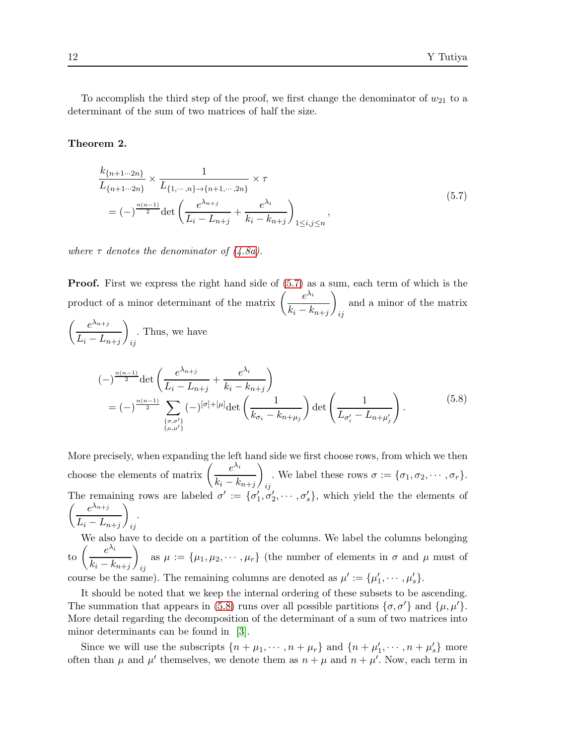To accomplish the third step of the proof, we first change the denominator of $w_{21}$ to a determinant of the sum of two matrices of half the size.

**Theorem 2.**

$$
\begin{aligned}
&\frac{k_{\{n+1\cdots 2n\}}}{L_{\{n+1\cdots 2n\}}} \times \frac{1}{L_{\{1,\cdots,n\}\to\{n+1,\cdots,2n\}}} \times \tau \\
&\quad = (-)^{\frac{n(n-1)}{2}} \det\left(\frac{e^{\lambda_{n+j}}}{L_i - L_{n+j}} + \frac{e^{\lambda_i}}{k_i - k_{n+j}}\right)_{1\le i,j\le n},
\end{aligned}
\tag{5.7}
$$

*where $\tau$ denotes the denominator of (4.8a).*

**Proof.** First we express the right hand side of (5.7) as a sum, each term of which is the product of a minor determinant of the matrix $\left(\dfrac{e^{\lambda_i}}{k_i - k_{n+j}}\right)_{ij}$ and a minor of the matrix $\left(\dfrac{e^{\lambda_{n+j}}}{L_i - L_{n+j}}\right)_{ij}$. Thus, we have

$$
\begin{aligned}
&(-)^{\frac{n(n-1)}{2}} \det\left(\frac{e^{\lambda_{n+j}}}{L_i - L_{n+j}} + \frac{e^{\lambda_i}}{k_i - k_{n+j}}\right) \\
&\quad = (-)^{\frac{n(n-1)}{2}} \sum_{\substack{\{\sigma,\sigma'\}\\ \{\mu,\mu'\}}} (-)^{[\sigma]+[\mu]} \det\left(\frac{1}{k_{\sigma_i} - k_{n+\mu_j}}\right) \det\left(\frac{1}{L_{\sigma'_i} - L_{n+\mu'_j}}\right).
\end{aligned}
\tag{5.8}
$$

More precisely, when expanding the left hand side we first choose rows, from which we then choose the elements of matrix $\left(\dfrac{e^{\lambda_i}}{k_i - k_{n+j}}\right)_{ij}$. We label these rows $\sigma := \{\sigma_1, \sigma_2, \cdots, \sigma_r\}$. The remaining rows are labeled $\sigma' := \{\sigma'_1, \sigma'_2, \cdots, \sigma'_s\}$, which yield the the elements of $\left(\dfrac{e^{\lambda_{n+j}}}{L_i - L_{n+j}}\right)_{ij}$.

We also have to decide on a partition of the columns. We label the columns belonging to $\left(\dfrac{e^{\lambda_i}}{k_i - k_{n+j}}\right)_{ij}$ as $\mu := \{\mu_1, \mu_2, \cdots, \mu_r\}$ (the number of elements in $\sigma$ and $\mu$ must of course be the same). The remaining columns are denoted as $\mu' := \{\mu'_1, \cdots, \mu'_s\}$.

It should be noted that we keep the internal ordering of these subsets to be ascending. The summation that appears in (5.8) runs over all possible partitions $\{\sigma, \sigma'\}$ and $\{\mu, \mu'\}$. More detail regarding the decomposition of the determinant of a sum of two matrices into minor determinants can be found in [3].

Since we will use the subscripts $\{n+\mu_1, \cdots, n+\mu_r\}$ and $\{n+\mu'_1, \cdots, n+\mu'_s\}$ more often than $\mu$ and $\mu'$ themselves, we denote them as $n+\mu$ and $n+\mu'$. Now, each term in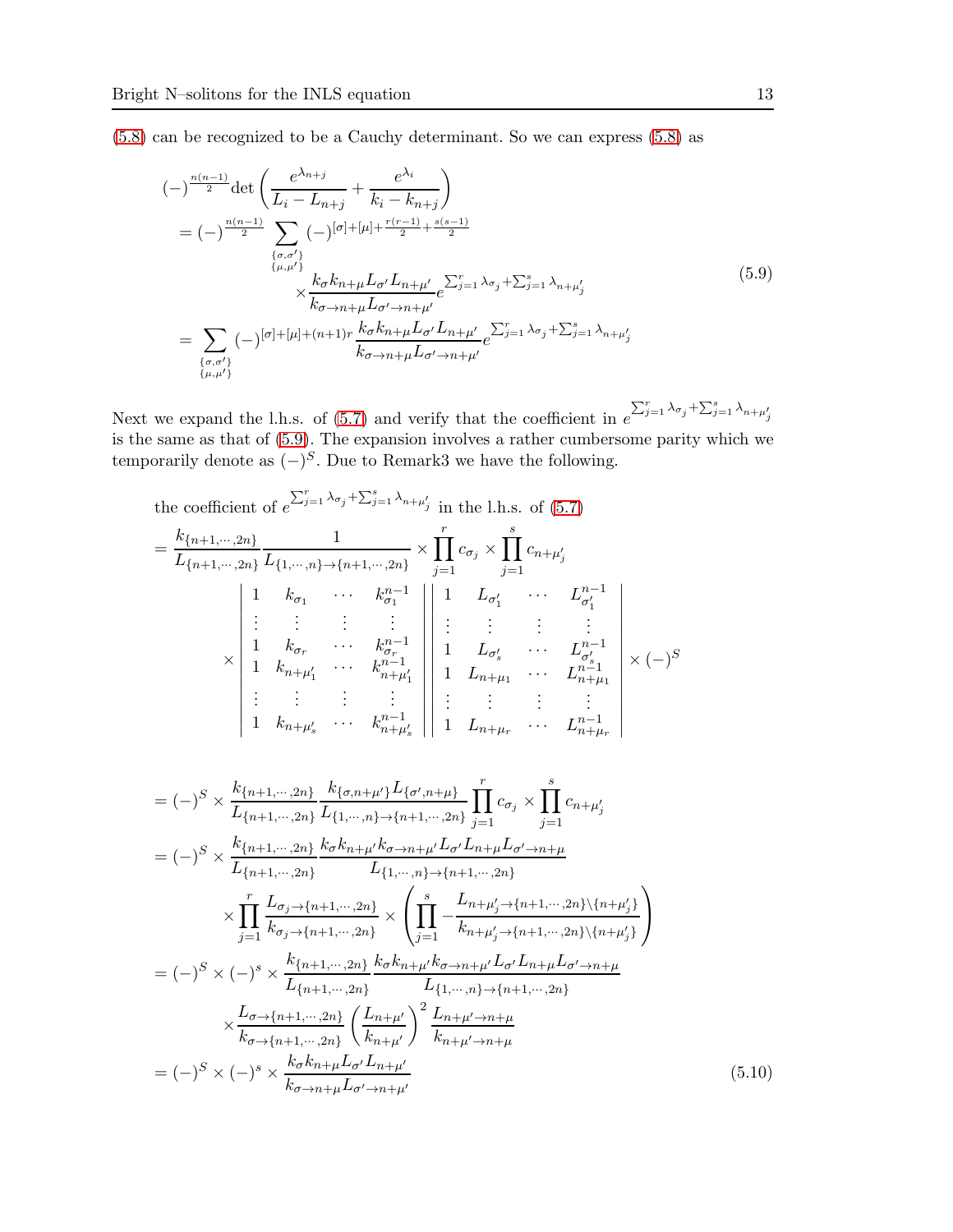(5.8) can be recognized to be a Cauchy determinant. So we can express (5.8) as

$$
\begin{aligned}
&(-)^{\frac{n(n-1)}{2}}\det\left(\frac{e^{\lambda_{n+j}}}{L_i-L_{n+j}}+\frac{e^{\lambda_i}}{k_i-k_{n+j}}\right)\\
&=(-)^{\frac{n(n-1)}{2}}\sum_{\substack{\{\sigma,\sigma'\}\\ \{\mu,\mu'\}}}(-)^{[\sigma]+[\mu]+\frac{r(r-1)}{2}+\frac{s(s-1)}{2}}\\
&\qquad\qquad\times\frac{k_\sigma k_{n+\mu}L_{\sigma'}L_{n+\mu'}}{k_{\sigma\to n+\mu}L_{\sigma'\to n+\mu'}}e^{\sum_{j=1}^{r}\lambda_{\sigma_j}+\sum_{j=1}^{s}\lambda_{n+\mu'_j}}\\
&=\sum_{\substack{\{\sigma,\sigma'\}\\ \{\mu,\mu'\}}}(-)^{[\sigma]+[\mu]+(n+1)r}\frac{k_\sigma k_{n+\mu}L_{\sigma'}L_{n+\mu'}}{k_{\sigma\to n+\mu}L_{\sigma'\to n+\mu'}}e^{\sum_{j=1}^{r}\lambda_{\sigma_j}+\sum_{j=1}^{s}\lambda_{n+\mu'_j}}
\end{aligned}
\tag{5.9}
$$

Next we expand the l.h.s. of (5.7) and verify that the coefficient in $e^{\sum_{j=1}^{r}\lambda_{\sigma_j}+\sum_{j=1}^{s}\lambda_{n+\mu'_j}}$ is the same as that of (5.9). The expansion involves a rather cumbersome parity which we temporarily denote as $(-)^S$. Due to Remark3 we have the following.

$$
\begin{aligned}
&\text{the coefficient of } e^{\sum_{j=1}^{r}\lambda_{\sigma_j}+\sum_{j=1}^{s}\lambda_{n+\mu'_j}} \text{ in the l.h.s. of (5.7)}\\
&=\frac{k_{\{n+1,\cdots,2n\}}}{L_{\{n+1,\cdots,2n\}}}\frac{1}{L_{\{1,\cdots,n\}\to\{n+1,\cdots,2n\}}}\times\prod_{j=1}^{r}c_{\sigma_j}\times\prod_{j=1}^{s}c_{n+\mu'_j}\\
&\quad\times\begin{vmatrix}1 & k_{\sigma_1} & \cdots & k_{\sigma_1}^{n-1}\\ \vdots & \vdots & \vdots & \vdots\\ 1 & k_{\sigma_r} & \cdots & k_{\sigma_r}^{n-1}\\ 1 & k_{n+\mu'_1} & \cdots & k_{n+\mu'_1}^{n-1}\\ \vdots & \vdots & \vdots & \vdots\\ 1 & k_{n+\mu'_s} & \cdots & k_{n+\mu'_s}^{n-1}\end{vmatrix}
\begin{vmatrix}1 & L_{\sigma'_1} & \cdots & L_{\sigma'_1}^{n-1}\\ \vdots & \vdots & \vdots & \vdots\\ 1 & L_{\sigma'_s} & \cdots & L_{\sigma'_s}^{n-1}\\ 1 & L_{n+\mu_1} & \cdots & L_{n+\mu_1}^{n-1}\\ \vdots & \vdots & \vdots & \vdots\\ 1 & L_{n+\mu_r} & \cdots & L_{n+\mu_r}^{n-1}\end{vmatrix}\times(-)^S
\end{aligned}
$$

$$
\begin{aligned}
&=(-)^S\times\frac{k_{\{n+1,\cdots,2n\}}}{L_{\{n+1,\cdots,2n\}}}\frac{k_{\{\sigma,n+\mu'\}}L_{\{\sigma',n+\mu\}}}{L_{\{1,\cdots,n\}\to\{n+1,\cdots,2n\}}}\prod_{j=1}^{r}c_{\sigma_j}\times\prod_{j=1}^{s}c_{n+\mu'_j}\\
&=(-)^S\times\frac{k_{\{n+1,\cdots,2n\}}}{L_{\{n+1,\cdots,2n\}}}\frac{k_\sigma k_{n+\mu'}k_{\sigma\to n+\mu'}L_{\sigma'}L_{n+\mu}L_{\sigma'\to n+\mu}}{L_{\{1,\cdots,n\}\to\{n+1,\cdots,2n\}}}\\
&\qquad\times\prod_{j=1}^{r}\frac{L_{\sigma_j\to\{n+1,\cdots,2n\}}}{k_{\sigma_j\to\{n+1,\cdots,2n\}}}\times\left(\prod_{j=1}^{s}-\frac{L_{n+\mu'_j\to\{n+1,\cdots,2n\}\backslash\{n+\mu'_j\}}}{k_{n+\mu'_j\to\{n+1,\cdots,2n\}\backslash\{n+\mu'_j\}}}\right)\\
&=(-)^S\times(-)^s\times\frac{k_{\{n+1,\cdots,2n\}}}{L_{\{n+1,\cdots,2n\}}}\frac{k_\sigma k_{n+\mu'}k_{\sigma\to n+\mu'}L_{\sigma'}L_{n+\mu}L_{\sigma'\to n+\mu}}{L_{\{1,\cdots,n\}\to\{n+1,\cdots,2n\}}}\\
&\qquad\times\frac{L_{\sigma\to\{n+1,\cdots,2n\}}}{k_{\sigma\to\{n+1,\cdots,2n\}}}\left(\frac{L_{n+\mu'}}{k_{n+\mu'}}\right)^2\frac{L_{n+\mu'\to n+\mu}}{k_{n+\mu'\to n+\mu}}\\
&=(-)^S\times(-)^s\times\frac{k_\sigma k_{n+\mu}L_{\sigma'}L_{n+\mu'}}{k_{\sigma\to n+\mu}L_{\sigma'\to n+\mu'}}
\end{aligned}
\tag{5.10}
$$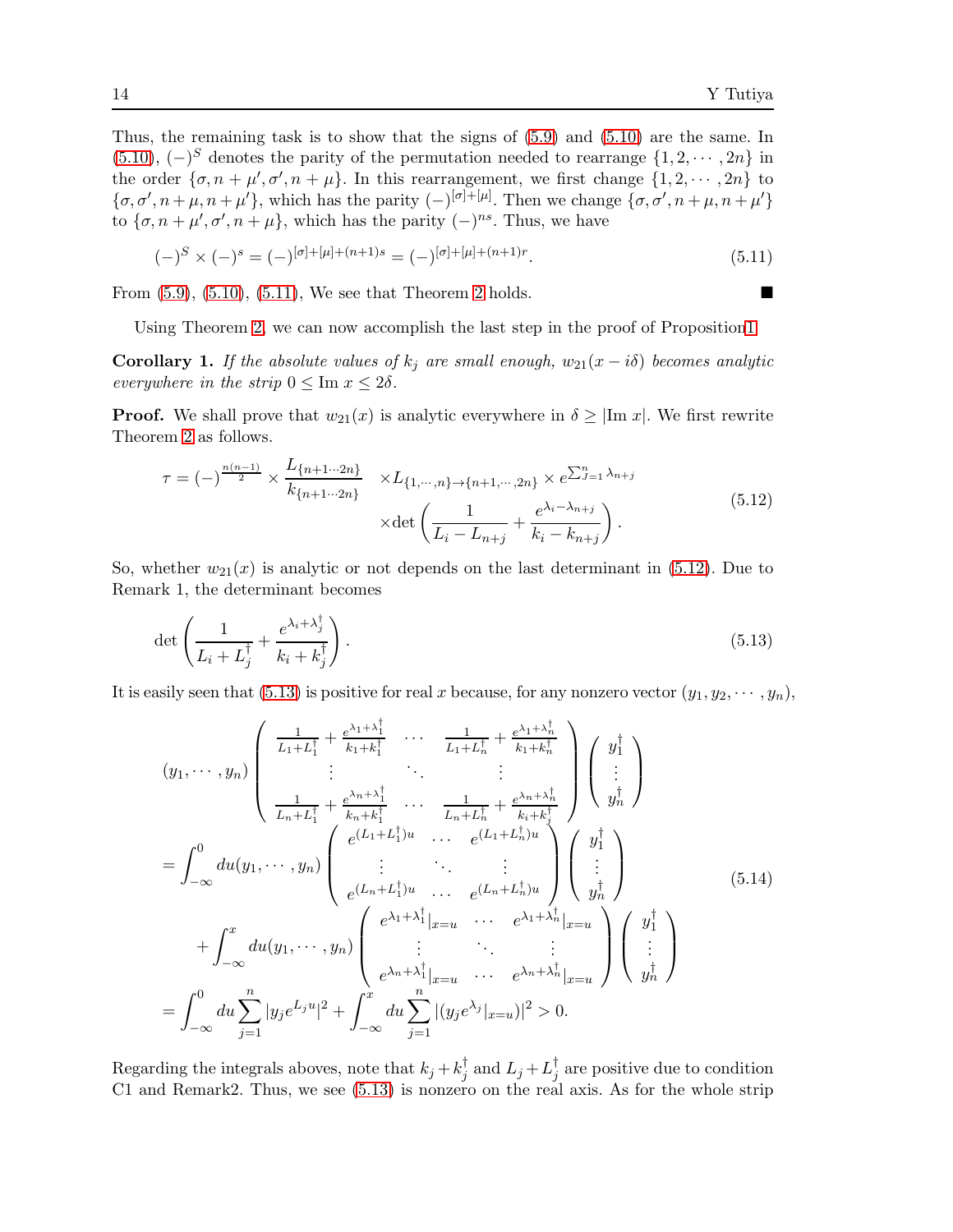Thus, the remaining task is to show that the signs of (5.9) and (5.10) are the same. In (5.10), $(-)^S$ denotes the parity of the permutation needed to rearrange $\{1, 2, \cdots, 2n\}$ in the order $\{\sigma, n+\mu', \sigma', n+\mu\}$. In this rearrangement, we first change $\{1, 2, \cdots, 2n\}$ to $\{\sigma, \sigma', n+\mu, n+\mu'\}$, which has the parity $(-)^{[\sigma]+[\mu]}$. Then we change $\{\sigma, \sigma', n+\mu, n+\mu'\}$ to $\{\sigma, n+\mu', \sigma', n+\mu\}$, which has the parity $(-)^{ns}$. Thus, we have

$$(-)^S \times (-)^s = (-)^{[\sigma]+[\mu]+(n+1)s} = (-)^{[\sigma]+[\mu]+(n+1)r}. \tag{5.11}$$

From (5.9), (5.10), (5.11), We see that Theorem 2 holds. ■

Using Theorem 2, we can now accomplish the last step in the proof of Proposition1.

**Corollary 1.** *If the absolute values of $k_j$ are small enough, $w_{21}(x - i\delta)$ becomes analytic everywhere in the strip $0 \le \mathrm{Im}\ x \le 2\delta$.*

**Proof.** We shall prove that $w_{21}(x)$ is analytic everywhere in $\delta \ge |\mathrm{Im}\ x|$. We first rewrite Theorem 2 as follows.

$$\begin{aligned}\tau = (-)^{\frac{n(n-1)}{2}} \times \frac{L_{\{n+1\cdots 2n\}}}{k_{\{n+1\cdots 2n\}}} \quad &\times L_{\{1,\cdots,n\}\to\{n+1,\cdots,2n\}} \times e^{\sum_{J=1}^{n}\lambda_{n+j}} \\ &\times \det\left(\frac{1}{L_i - L_{n+j}} + \frac{e^{\lambda_i - \lambda_{n+j}}}{k_i - k_{n+j}}\right).\end{aligned} \tag{5.12}$$

So, whether $w_{21}(x)$ is analytic or not depends on the last determinant in (5.12). Due to Remark 1, the determinant becomes

$$\det\left(\frac{1}{L_i + L_j^\dagger} + \frac{e^{\lambda_i + \lambda_j^\dagger}}{k_i + k_j^\dagger}\right). \tag{5.13}$$

It is easily seen that (5.13) is positive for real $x$ because, for any nonzero vector $(y_1, y_2, \cdots, y_n)$,

$$\begin{aligned}
&(y_1, \cdots, y_n)\begin{pmatrix} \frac{1}{L_1+L_1^\dagger} + \frac{e^{\lambda_1+\lambda_1^\dagger}}{k_1+k_1^\dagger} & \cdots & \frac{1}{L_1+L_n^\dagger} + \frac{e^{\lambda_1+\lambda_n^\dagger}}{k_1+k_n^\dagger} \\ \vdots & \ddots & \vdots \\ \frac{1}{L_n+L_1^\dagger} + \frac{e^{\lambda_n+\lambda_1^\dagger}}{k_n+k_1^\dagger} & \cdots & \frac{1}{L_n+L_n^\dagger} + \frac{e^{\lambda_n+\lambda_n^\dagger}}{k_i+k_j^\dagger} \end{pmatrix}\begin{pmatrix} y_1^\dagger \\ \vdots \\ y_n^\dagger \end{pmatrix} \\
&= \int_{-\infty}^{0} du (y_1, \cdots, y_n)\begin{pmatrix} e^{(L_1+L_1^\dagger)u} & \cdots & e^{(L_1+L_n^\dagger)u} \\ \vdots & \ddots & \vdots \\ e^{(L_n+L_1^\dagger)u} & \cdots & e^{(L_n+L_n^\dagger)u} \end{pmatrix}\begin{pmatrix} y_1^\dagger \\ \vdots \\ y_n^\dagger \end{pmatrix} \\
&\quad + \int_{-\infty}^{x} du (y_1, \cdots, y_n)\begin{pmatrix} e^{\lambda_1+\lambda_1^\dagger}|_{x=u} & \cdots & e^{\lambda_1+\lambda_n^\dagger}|_{x=u} \\ \vdots & \ddots & \vdots \\ e^{\lambda_n+\lambda_1^\dagger}|_{x=u} & \cdots & e^{\lambda_n+\lambda_n^\dagger}|_{x=u} \end{pmatrix}\begin{pmatrix} y_1^\dagger \\ \vdots \\ y_n^\dagger \end{pmatrix} \\
&= \int_{-\infty}^{0} du \sum_{j=1}^{n} |y_j e^{L_j u}|^2 + \int_{-\infty}^{x} du \sum_{j=1}^{n} |(y_j e^{\lambda_j}|_{x=u})|^2 > 0.
\end{aligned} \tag{5.14}$$

Regarding the integrals aboves, note that $k_j + k_j^\dagger$ and $L_j + L_j^\dagger$ are positive due to condition C1 and Remark2. Thus, we see (5.13) is nonzero on the real axis. As for the whole strip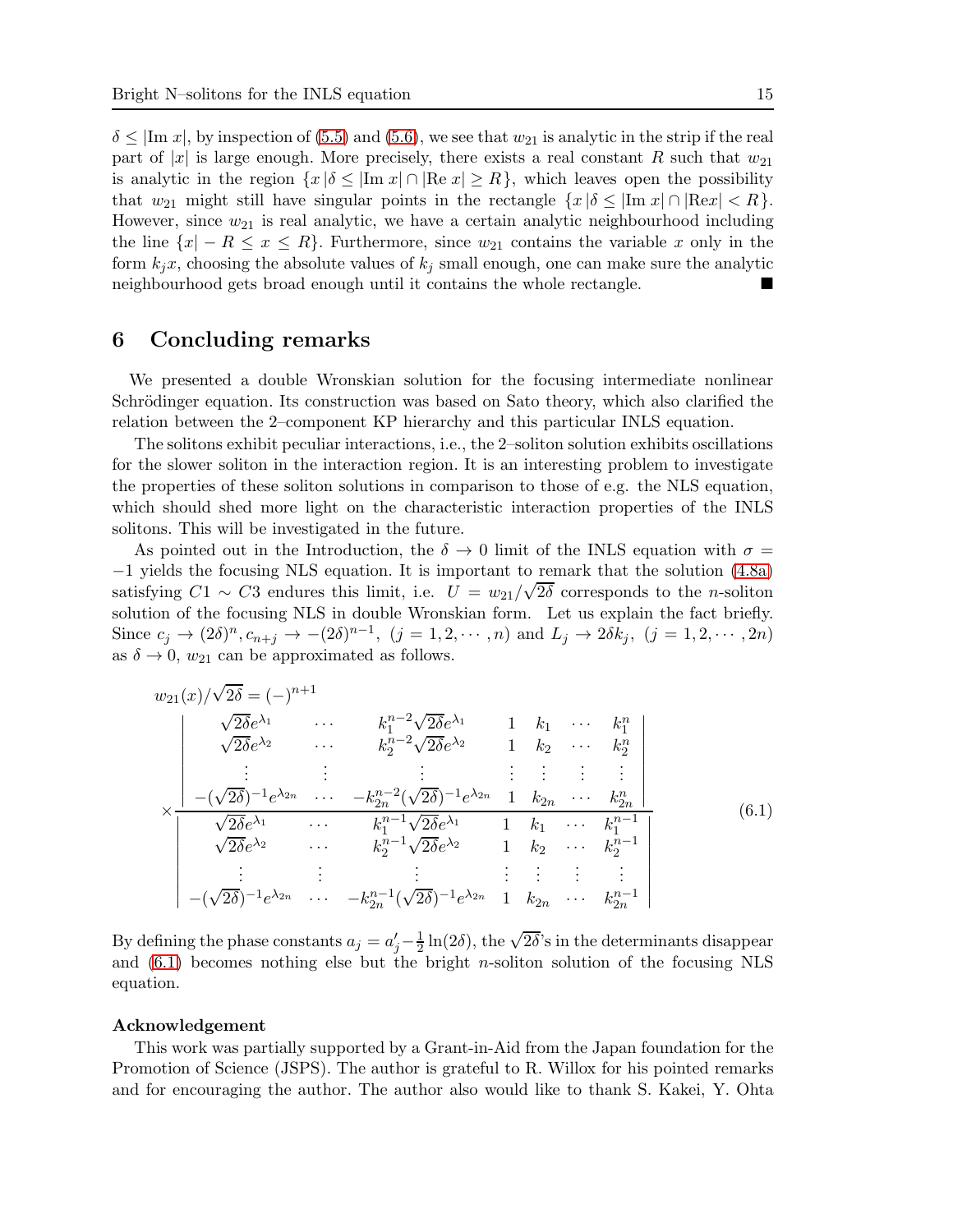$\delta \leq |\text{Im } x|$, by inspection of (5.5) and (5.6), we see that $w_{21}$ is analytic in the strip if the real part of $|x|$ is large enough. More precisely, there exists a real constant $R$ such that $w_{21}$ is analytic in the region $\{x\,|\delta \leq |\text{Im } x| \cap |\text{Re } x| \geq R\}$, which leaves open the possibility that $w_{21}$ might still have singular points in the rectangle $\{x\,|\delta \leq |\text{Im } x| \cap |\text{Re}x| < R\}$. However, since $w_{21}$ is real analytic, we have a certain analytic neighbourhood including the line $\{x| - R \leq x \leq R\}$. Furthermore, since $w_{21}$ contains the variable $x$ only in the form $k_j x$, choosing the absolute values of $k_j$ small enough, one can make sure the analytic neighbourhood gets broad enough until it contains the whole rectangle. ■

# 6 Concluding remarks

We presented a double Wronskian solution for the focusing intermediate nonlinear Schrödinger equation. Its construction was based on Sato theory, which also clarified the relation between the 2–component KP hierarchy and this particular INLS equation.

The solitons exhibit peculiar interactions, i.e., the 2–soliton solution exhibits oscillations for the slower soliton in the interaction region. It is an interesting problem to investigate the properties of these soliton solutions in comparison to those of e.g. the NLS equation, which should shed more light on the characteristic interaction properties of the INLS solitons. This will be investigated in the future.

As pointed out in the Introduction, the $\delta \to 0$ limit of the INLS equation with $\sigma = -1$ yields the focusing NLS equation. It is important to remark that the solution (4.8a) satisfying $C1 \sim C3$ endures this limit, i.e. $U = w_{21}/\sqrt{2\delta}$ corresponds to the $n$-soliton solution of the focusing NLS in double Wronskian form. Let us explain the fact briefly. Since $c_j \to (2\delta)^n, c_{n+j} \to -(2\delta)^{n-1}$, $(j = 1, 2, \cdots, n)$ and $L_j \to 2\delta k_j$, $(j = 1, 2, \cdots, 2n)$ as $\delta \to 0$, $w_{21}$ can be approximated as follows.

$$
w_{21}(x)/\sqrt{2\delta} = (-)^{n+1} \times \frac{\begin{vmatrix} \sqrt{2\delta}e^{\lambda_1} & \cdots & k_1^{n-2}\sqrt{2\delta}e^{\lambda_1} & 1 & k_1 & \cdots & k_1^n \\ \sqrt{2\delta}e^{\lambda_2} & \cdots & k_2^{n-2}\sqrt{2\delta}e^{\lambda_2} & 1 & k_2 & \cdots & k_2^n \\ \vdots & \vdots & \vdots & \vdots & \vdots & \vdots & \vdots \\ -(\sqrt{2\delta})^{-1}e^{\lambda_{2n}} & \cdots & -k_{2n}^{n-2}(\sqrt{2\delta})^{-1}e^{\lambda_{2n}} & 1 & k_{2n} & \cdots & k_{2n}^n \end{vmatrix}}{\begin{vmatrix} \sqrt{2\delta}e^{\lambda_1} & \cdots & k_1^{n-1}\sqrt{2\delta}e^{\lambda_1} & 1 & k_1 & \cdots & k_1^{n-1} \\ \sqrt{2\delta}e^{\lambda_2} & \cdots & k_2^{n-1}\sqrt{2\delta}e^{\lambda_2} & 1 & k_2 & \cdots & k_2^{n-1} \\ \vdots & \vdots & \vdots & \vdots & \vdots & \vdots & \vdots \\ -(\sqrt{2\delta})^{-1}e^{\lambda_{2n}} & \cdots & -k_{2n}^{n-1}(\sqrt{2\delta})^{-1}e^{\lambda_{2n}} & 1 & k_{2n} & \cdots & k_{2n}^{n-1} \end{vmatrix}} \tag{6.1}
$$

By defining the phase constants $a_j = a'_j - \frac{1}{2}\ln(2\delta)$, the $\sqrt{2\delta}$'s in the determinants disappear and (6.1) becomes nothing else but the bright $n$-soliton solution of the focusing NLS equation.

**Acknowledgement**

This work was partially supported by a Grant-in-Aid from the Japan foundation for the Promotion of Science (JSPS). The author is grateful to R. Willox for his pointed remarks and for encouraging the author. The author also would like to thank S. Kakei, Y. Ohta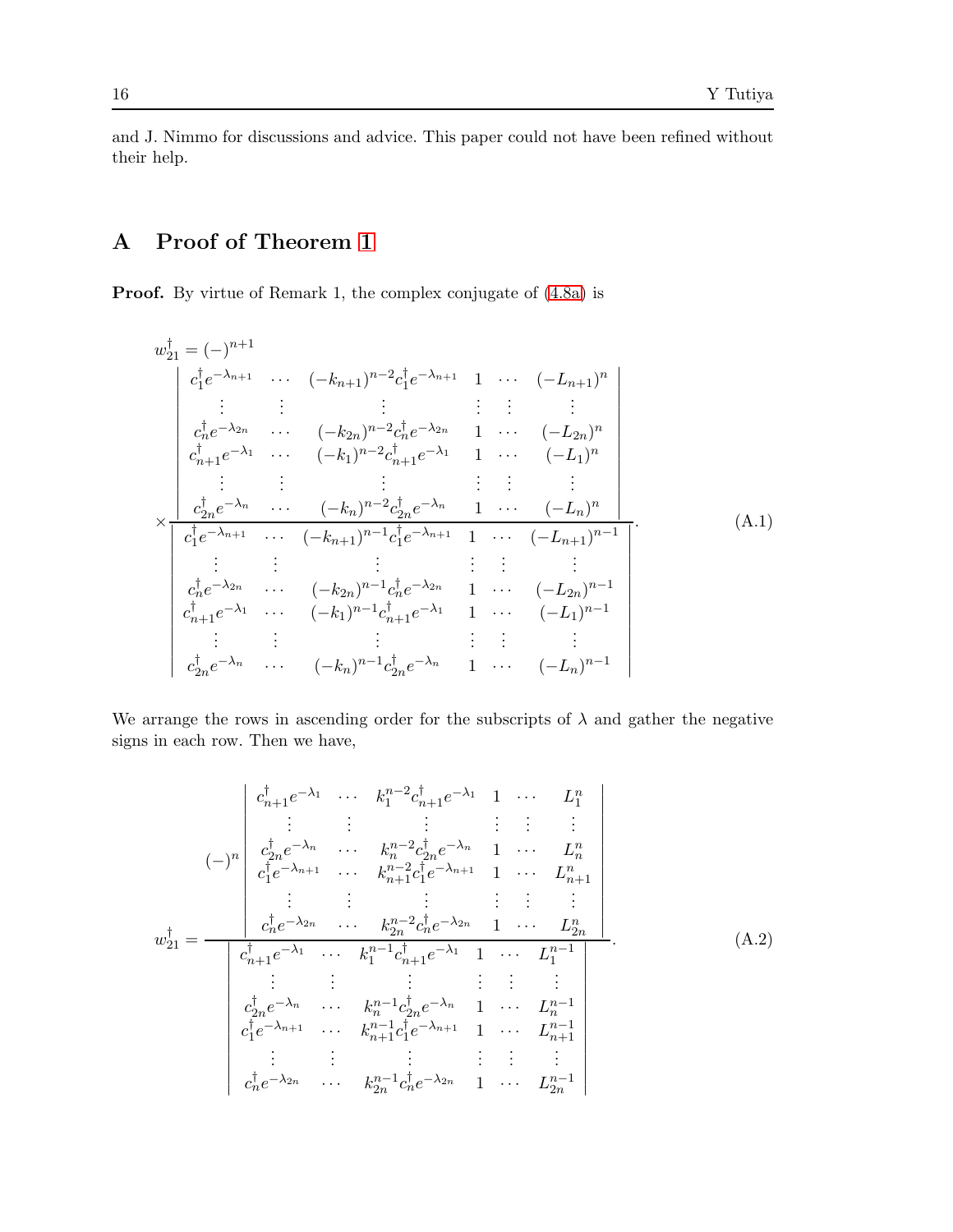and J. Nimmo for discussions and advice. This paper could not have been refined without their help.

# A Proof of Theorem 1

**Proof.** By virtue of Remark 1, the complex conjugate of (4.8a) is

$$
w_{21}^{\dagger} = (-)^{n+1} \times \frac{\begin{vmatrix} c_1^{\dagger} e^{-\lambda_{n+1}} & \cdots & (-k_{n+1})^{n-2} c_1^{\dagger} e^{-\lambda_{n+1}} & 1 & \cdots & (-L_{n+1})^{n} \\ \vdots & \vdots & \vdots & \vdots & \vdots & \vdots \\ c_n^{\dagger} e^{-\lambda_{2n}} & \cdots & (-k_{2n})^{n-2} c_n^{\dagger} e^{-\lambda_{2n}} & 1 & \cdots & (-L_{2n})^{n} \\ c_{n+1}^{\dagger} e^{-\lambda_{1}} & \cdots & (-k_{1})^{n-2} c_{n+1}^{\dagger} e^{-\lambda_{1}} & 1 & \cdots & (-L_{1})^{n} \\ \vdots & \vdots & \vdots & \vdots & \vdots & \vdots \\ c_{2n}^{\dagger} e^{-\lambda_{n}} & \cdots & (-k_{n})^{n-2} c_{2n}^{\dagger} e^{-\lambda_{n}} & 1 & \cdots & (-L_{n})^{n} \end{vmatrix}}{\begin{vmatrix} c_1^{\dagger} e^{-\lambda_{n+1}} & \cdots & (-k_{n+1})^{n-1} c_1^{\dagger} e^{-\lambda_{n+1}} & 1 & \cdots & (-L_{n+1})^{n-1} \\ \vdots & \vdots & \vdots & \vdots & \vdots & \vdots \\ c_n^{\dagger} e^{-\lambda_{2n}} & \cdots & (-k_{2n})^{n-1} c_n^{\dagger} e^{-\lambda_{2n}} & 1 & \cdots & (-L_{2n})^{n-1} \\ c_{n+1}^{\dagger} e^{-\lambda_{1}} & \cdots & (-k_{1})^{n-1} c_{n+1}^{\dagger} e^{-\lambda_{1}} & 1 & \cdots & (-L_{1})^{n-1} \\ \vdots & \vdots & \vdots & \vdots & \vdots & \vdots \\ c_{2n}^{\dagger} e^{-\lambda_{n}} & \cdots & (-k_{n})^{n-1} c_{2n}^{\dagger} e^{-\lambda_{n}} & 1 & \cdots & (-L_{n})^{n-1} \end{vmatrix}}. \tag{A.1}
$$

We arrange the rows in ascending order for the subscripts of $\lambda$ and gather the negative signs in each row. Then we have,

$$
w_{21}^{\dagger} = \frac{(-)^{n} \begin{vmatrix} c_{n+1}^{\dagger} e^{-\lambda_{1}} & \cdots & k_{1}^{n-2} c_{n+1}^{\dagger} e^{-\lambda_{1}} & 1 & \cdots & L_{1}^{n} \\ \vdots & \vdots & \vdots & \vdots & \vdots & \vdots \\ c_{2n}^{\dagger} e^{-\lambda_{n}} & \cdots & k_{n}^{n-2} c_{2n}^{\dagger} e^{-\lambda_{n}} & 1 & \cdots & L_{n}^{n} \\ c_1^{\dagger} e^{-\lambda_{n+1}} & \cdots & k_{n+1}^{n-2} c_1^{\dagger} e^{-\lambda_{n+1}} & 1 & \cdots & L_{n+1}^{n} \\ \vdots & \vdots & \vdots & \vdots & \vdots & \vdots \\ c_n^{\dagger} e^{-\lambda_{2n}} & \cdots & k_{2n}^{n-2} c_n^{\dagger} e^{-\lambda_{2n}} & 1 & \cdots & L_{2n}^{n} \end{vmatrix}}{\begin{vmatrix} c_{n+1}^{\dagger} e^{-\lambda_{1}} & \cdots & k_{1}^{n-1} c_{n+1}^{\dagger} e^{-\lambda_{1}} & 1 & \cdots & L_{1}^{n-1} \\ \vdots & \vdots & \vdots & \vdots & \vdots & \vdots \\ c_{2n}^{\dagger} e^{-\lambda_{n}} & \cdots & k_{n}^{n-1} c_{2n}^{\dagger} e^{-\lambda_{n}} & 1 & \cdots & L_{n}^{n-1} \\ c_1^{\dagger} e^{-\lambda_{n+1}} & \cdots & k_{n+1}^{n-1} c_1^{\dagger} e^{-\lambda_{n+1}} & 1 & \cdots & L_{n+1}^{n-1} \\ \vdots & \vdots & \vdots & \vdots & \vdots & \vdots \\ c_n^{\dagger} e^{-\lambda_{2n}} & \cdots & k_{2n}^{n-1} c_n^{\dagger} e^{-\lambda_{2n}} & 1 & \cdots & L_{2n}^{n-1} \end{vmatrix}}. \tag{A.2}
$$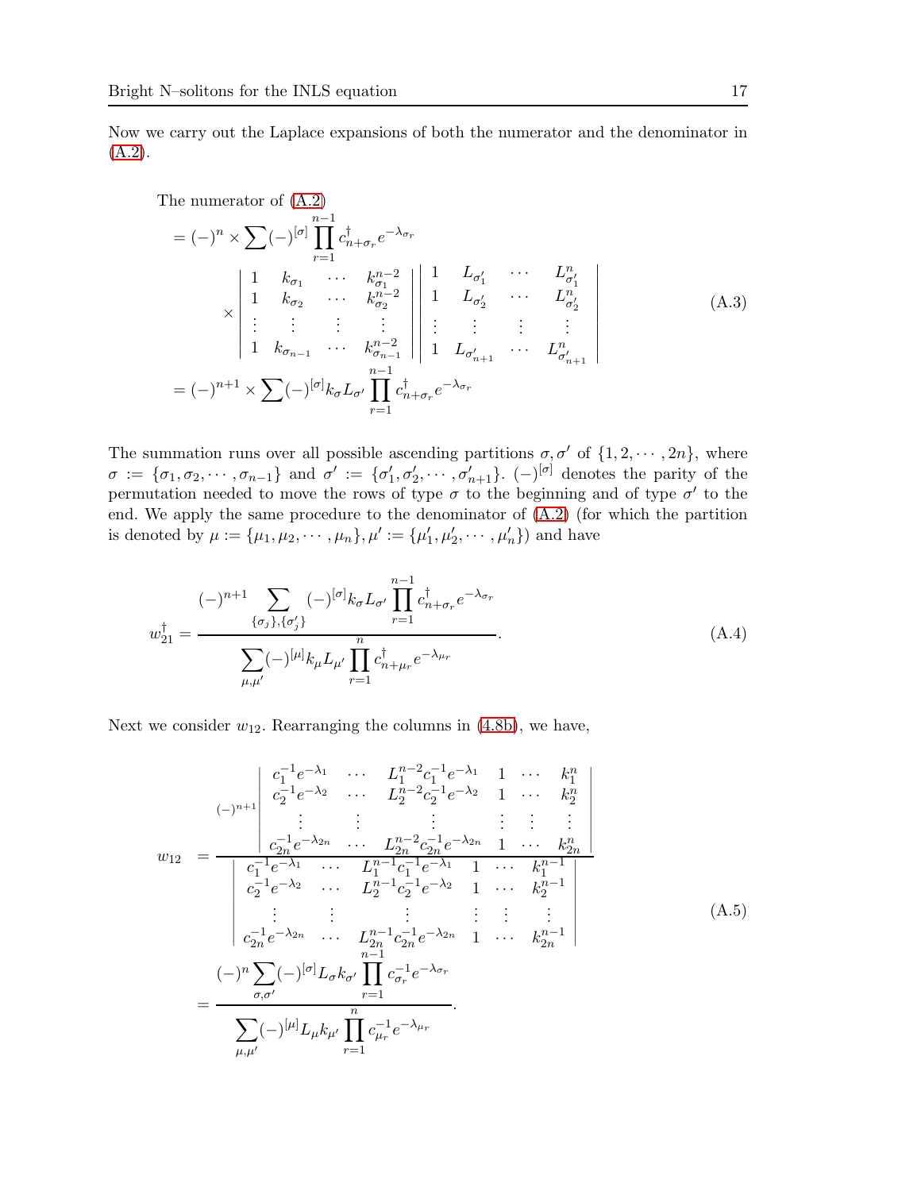Now we carry out the Laplace expansions of both the numerator and the denominator in (A.2).

$$
\begin{aligned}
&\text{The numerator of (A.2)}\\
&= (-)^n \times \sum (-)^{[\sigma]} \prod_{r=1}^{n-1} c^{\dagger}_{n+\sigma_r} e^{-\lambda_{\sigma_r}}\\
&\quad \times \begin{vmatrix} 1 & k_{\sigma_1} & \cdots & k_{\sigma_1}^{n-2} \\ 1 & k_{\sigma_2} & \cdots & k_{\sigma_2}^{n-2} \\ \vdots & \vdots & \vdots & \vdots \\ 1 & k_{\sigma_{n-1}} & \cdots & k_{\sigma_{n-1}}^{n-2} \end{vmatrix} \begin{vmatrix} 1 & L_{\sigma'_1} & \cdots & L_{\sigma'_1}^{n} \\ 1 & L_{\sigma'_2} & \cdots & L_{\sigma'_2}^{n} \\ \vdots & \vdots & \vdots & \vdots \\ 1 & L_{\sigma'_{n+1}} & \cdots & L_{\sigma'_{n+1}}^{n} \end{vmatrix}\\
&= (-)^{n+1} \times \sum (-)^{[\sigma]} k_{\sigma} L_{\sigma'} \prod_{r=1}^{n-1} c^{\dagger}_{n+\sigma_r} e^{-\lambda_{\sigma_r}}
\end{aligned}
\tag{A.3}
$$

The summation runs over all possible ascending partitions $\sigma, \sigma'$ of $\{1, 2, \cdots, 2n\}$, where $\sigma := \{\sigma_1, \sigma_2, \cdots, \sigma_{n-1}\}$ and $\sigma' := \{\sigma'_1, \sigma'_2, \cdots, \sigma'_{n+1}\}$. $(-)^{[\sigma]}$ denotes the parity of the permutation needed to move the rows of type $\sigma$ to the beginning and of type $\sigma'$ to the end. We apply the same procedure to the denominator of (A.2) (for which the partition is denoted by $\mu := \{\mu_1, \mu_2, \cdots, \mu_n\}, \mu' := \{\mu'_1, \mu'_2, \cdots, \mu'_n\}$) and have

$$
w^{\dagger}_{21} = \frac{(-)^{n+1} \displaystyle\sum_{\{\sigma_j\},\{\sigma'_j\}} (-)^{[\sigma]} k_{\sigma} L_{\sigma'} \prod_{r=1}^{n-1} c^{\dagger}_{n+\sigma_r} e^{-\lambda_{\sigma_r}}}{\displaystyle\sum_{\mu,\mu'} (-)^{[\mu]} k_{\mu} L_{\mu'} \prod_{r=1}^{n} c^{\dagger}_{n+\mu_r} e^{-\lambda_{\mu_r}}}. \tag{A.4}
$$

Next we consider $w_{12}$. Rearranging the columns in (4.8b), we have,

$$
\begin{aligned}
w_{12} &= \frac{(-)^{n+1} \begin{vmatrix} c_1^{-1} e^{-\lambda_1} & \cdots & L_1^{n-2} c_1^{-1} e^{-\lambda_1} & 1 & \cdots & k_1^{n} \\ c_2^{-1} e^{-\lambda_2} & \cdots & L_2^{n-2} c_2^{-1} e^{-\lambda_2} & 1 & \cdots & k_2^{n} \\ \vdots & \vdots & \vdots & \vdots & \vdots & \vdots \\ c_{2n}^{-1} e^{-\lambda_{2n}} & \cdots & L_{2n}^{n-2} c_{2n}^{-1} e^{-\lambda_{2n}} & 1 & \cdots & k_{2n}^{n} \end{vmatrix}}{\begin{vmatrix} c_1^{-1} e^{-\lambda_1} & \cdots & L_1^{n-1} c_1^{-1} e^{-\lambda_1} & 1 & \cdots & k_1^{n-1} \\ c_2^{-1} e^{-\lambda_2} & \cdots & L_2^{n-1} c_2^{-1} e^{-\lambda_2} & 1 & \cdots & k_2^{n-1} \\ \vdots & \vdots & \vdots & \vdots & \vdots & \vdots \\ c_{2n}^{-1} e^{-\lambda_{2n}} & \cdots & L_{2n}^{n-1} c_{2n}^{-1} e^{-\lambda_{2n}} & 1 & \cdots & k_{2n}^{n-1} \end{vmatrix}}\\
&= \frac{(-)^n \displaystyle\sum_{\sigma,\sigma'} (-)^{[\sigma]} L_{\sigma} k_{\sigma'} \prod_{r=1}^{n-1} c_{\sigma_r}^{-1} e^{-\lambda_{\sigma_r}}}{\displaystyle\sum_{\mu,\mu'} (-)^{[\mu]} L_{\mu} k_{\mu'} \prod_{r=1}^{n} c_{\mu_r}^{-1} e^{-\lambda_{\mu_r}}}.
\end{aligned}
\tag{A.5}
$$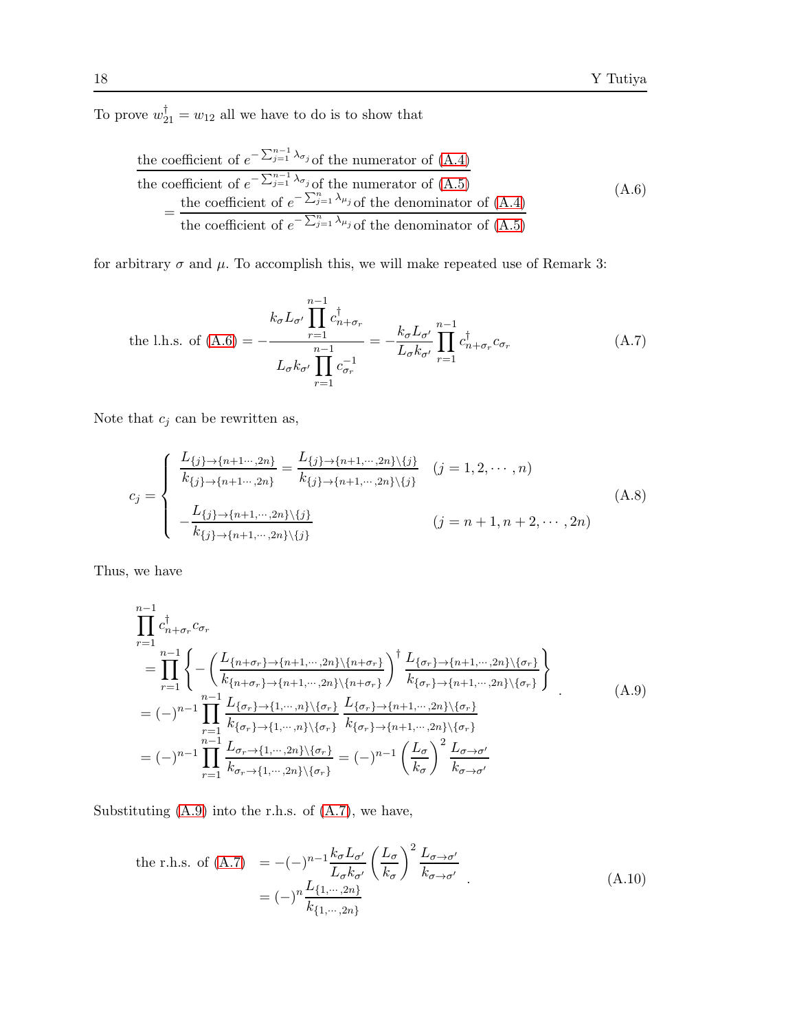To prove $w_{21}^{\dagger} = w_{12}$ all we have to do is to show that

$$
\begin{aligned}
&\frac{\text{the coefficient of } e^{-\sum_{j=1}^{n-1}\lambda_{\sigma_j}} \text{of the numerator of (A.4)}}{\text{the coefficient of } e^{-\sum_{j=1}^{n-1}\lambda_{\sigma_j}} \text{of the numerator of (A.5)}} \\
&\quad = \frac{\text{the coefficient of } e^{-\sum_{j=1}^{n}\lambda_{\mu_j}} \text{of the denominator of (A.4)}}{\text{the coefficient of } e^{-\sum_{j=1}^{n}\lambda_{\mu_j}} \text{of the denominator of (A.5)}}
\end{aligned}
\tag{A.6}
$$

for arbitrary $\sigma$ and $\mu$. To accomplish this, we will make repeated use of Remark 3:

$$
\text{the l.h.s. of (A.6)} = -\frac{k_\sigma L_{\sigma'} \prod_{r=1}^{n-1} c_{n+\sigma_r}^{\dagger}}{L_\sigma k_{\sigma'} \prod_{r=1}^{n-1} c_{\sigma_r}^{-1}} = -\frac{k_\sigma L_{\sigma'}}{L_\sigma k_{\sigma'}} \prod_{r=1}^{n-1} c_{n+\sigma_r}^{\dagger} c_{\sigma_r}
\tag{A.7}
$$

Note that $c_j$ can be rewritten as,

$$
c_j = \begin{cases}
\dfrac{L_{\{j\}\to\{n+1\cdots,2n\}}}{k_{\{j\}\to\{n+1\cdots,2n\}}} = \dfrac{L_{\{j\}\to\{n+1,\cdots,2n\}\backslash\{j\}}}{k_{\{j\}\to\{n+1,\cdots,2n\}\backslash\{j\}}} & (j = 1, 2, \cdots, n) \\[2ex]
-\dfrac{L_{\{j\}\to\{n+1,\cdots,2n\}\backslash\{j\}}}{k_{\{j\}\to\{n+1,\cdots,2n\}\backslash\{j\}}} & (j = n+1, n+2, \cdots, 2n)
\end{cases}
\tag{A.8}
$$

Thus, we have

$$
\begin{aligned}
&\prod_{r=1}^{n-1} c_{n+\sigma_r}^{\dagger} c_{\sigma_r} \\
&= \prod_{r=1}^{n-1} \left\{ -\left( \frac{L_{\{n+\sigma_r\}\to\{n+1,\cdots,2n\}\backslash\{n+\sigma_r\}}}{k_{\{n+\sigma_r\}\to\{n+1,\cdots,2n\}\backslash\{n+\sigma_r\}}} \right)^{\dagger} \frac{L_{\{\sigma_r\}\to\{n+1,\cdots,2n\}\backslash\{\sigma_r\}}}{k_{\{\sigma_r\}\to\{n+1,\cdots,2n\}\backslash\{\sigma_r\}}} \right\} \\
&= (-)^{n-1} \prod_{r=1}^{n-1} \frac{L_{\{\sigma_r\}\to\{1,\cdots,n\}\backslash\{\sigma_r\}}}{k_{\{\sigma_r\}\to\{1,\cdots,n\}\backslash\{\sigma_r\}}} \frac{L_{\{\sigma_r\}\to\{n+1,\cdots,2n\}\backslash\{\sigma_r\}}}{k_{\{\sigma_r\}\to\{n+1,\cdots,2n\}\backslash\{\sigma_r\}}} \\
&= (-)^{n-1} \prod_{r=1}^{n-1} \frac{L_{\sigma_r\to\{1,\cdots,2n\}\backslash\{\sigma_r\}}}{k_{\sigma_r\to\{1,\cdots,2n\}\backslash\{\sigma_r\}}} = (-)^{n-1} \left(\frac{L_\sigma}{k_\sigma}\right)^2 \frac{L_{\sigma\to\sigma'}}{k_{\sigma\to\sigma'}}
\end{aligned}
\tag{A.9}
$$

Substituting (A.9) into the r.h.s. of (A.7), we have,

$$
\begin{aligned}
\text{the r.h.s. of (A.7)} &= -(-)^{n-1} \frac{k_\sigma L_{\sigma'}}{L_\sigma k_{\sigma'}} \left(\frac{L_\sigma}{k_\sigma}\right)^2 \frac{L_{\sigma\to\sigma'}}{k_{\sigma\to\sigma'}} \\
&= (-)^n \frac{L_{\{1,\cdots,2n\}}}{k_{\{1,\cdots,2n\}}}
\end{aligned}
\tag{A.10}
$$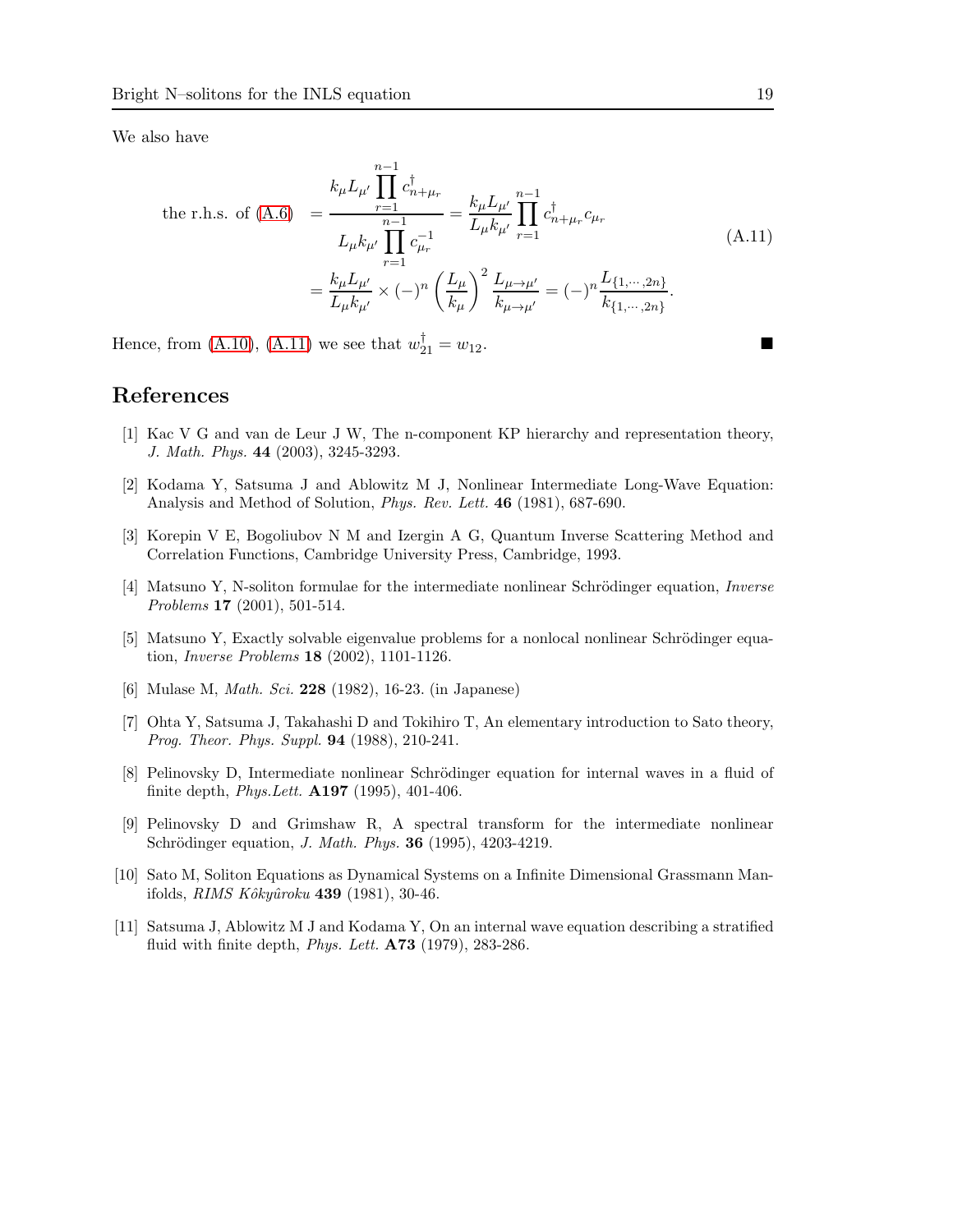We also have

$$
\begin{aligned}
\text{the r.h.s. of (A.6)} \quad &= \frac{k_\mu L_{\mu'} \prod_{r=1}^{n-1} c^\dagger_{n+\mu_r}}{L_\mu k_{\mu'} \prod_{r=1}^{n-1} c^{-1}_{\mu_r}} = \frac{k_\mu L_{\mu'}}{L_\mu k_{\mu'}} \prod_{r=1}^{n-1} c^\dagger_{n+\mu_r} c_{\mu_r} \\
&= \frac{k_\mu L_{\mu'}}{L_\mu k_{\mu'}} \times (-)^n \left(\frac{L_\mu}{k_\mu}\right)^2 \frac{L_{\mu\to\mu'}}{k_{\mu\to\mu'}} = (-)^n \frac{L_{\{1,\cdots,2n\}}}{k_{\{1,\cdots,2n\}}}.
\end{aligned}
\tag{A.11}
$$

Hence, from (A.10), (A.11) we see that $w^\dagger_{21} = w_{12}$. ■

## References

[1] Kac V G and van de Leur J W, The n-component KP hierarchy and representation theory, *J. Math. Phys.* **44** (2003), 3245-3293.

[2] Kodama Y, Satsuma J and Ablowitz M J, Nonlinear Intermediate Long-Wave Equation: Analysis and Method of Solution, *Phys. Rev. Lett.* **46** (1981), 687-690.

[3] Korepin V E, Bogoliubov N M and Izergin A G, Quantum Inverse Scattering Method and Correlation Functions, Cambridge University Press, Cambridge, 1993.

[4] Matsuno Y, N-soliton formulae for the intermediate nonlinear Schrödinger equation, *Inverse Problems* **17** (2001), 501-514.

[5] Matsuno Y, Exactly solvable eigenvalue problems for a nonlocal nonlinear Schrödinger equation, *Inverse Problems* **18** (2002), 1101-1126.

[6] Mulase M, *Math. Sci.* **228** (1982), 16-23. (in Japanese)

[7] Ohta Y, Satsuma J, Takahashi D and Tokihiro T, An elementary introduction to Sato theory, *Prog. Theor. Phys. Suppl.* **94** (1988), 210-241.

[8] Pelinovsky D, Intermediate nonlinear Schrödinger equation for internal waves in a fluid of finite depth, *Phys.Lett.* **A197** (1995), 401-406.

[9] Pelinovsky D and Grimshaw R, A spectral transform for the intermediate nonlinear Schrödinger equation, *J. Math. Phys.* **36** (1995), 4203-4219.

[10] Sato M, Soliton Equations as Dynamical Systems on a Infinite Dimensional Grassmann Manifolds, *RIMS Kôkyûroku* **439** (1981), 30-46.

[11] Satsuma J, Ablowitz M J and Kodama Y, On an internal wave equation describing a stratified fluid with finite depth, *Phys. Lett.* **A73** (1979), 283-286.